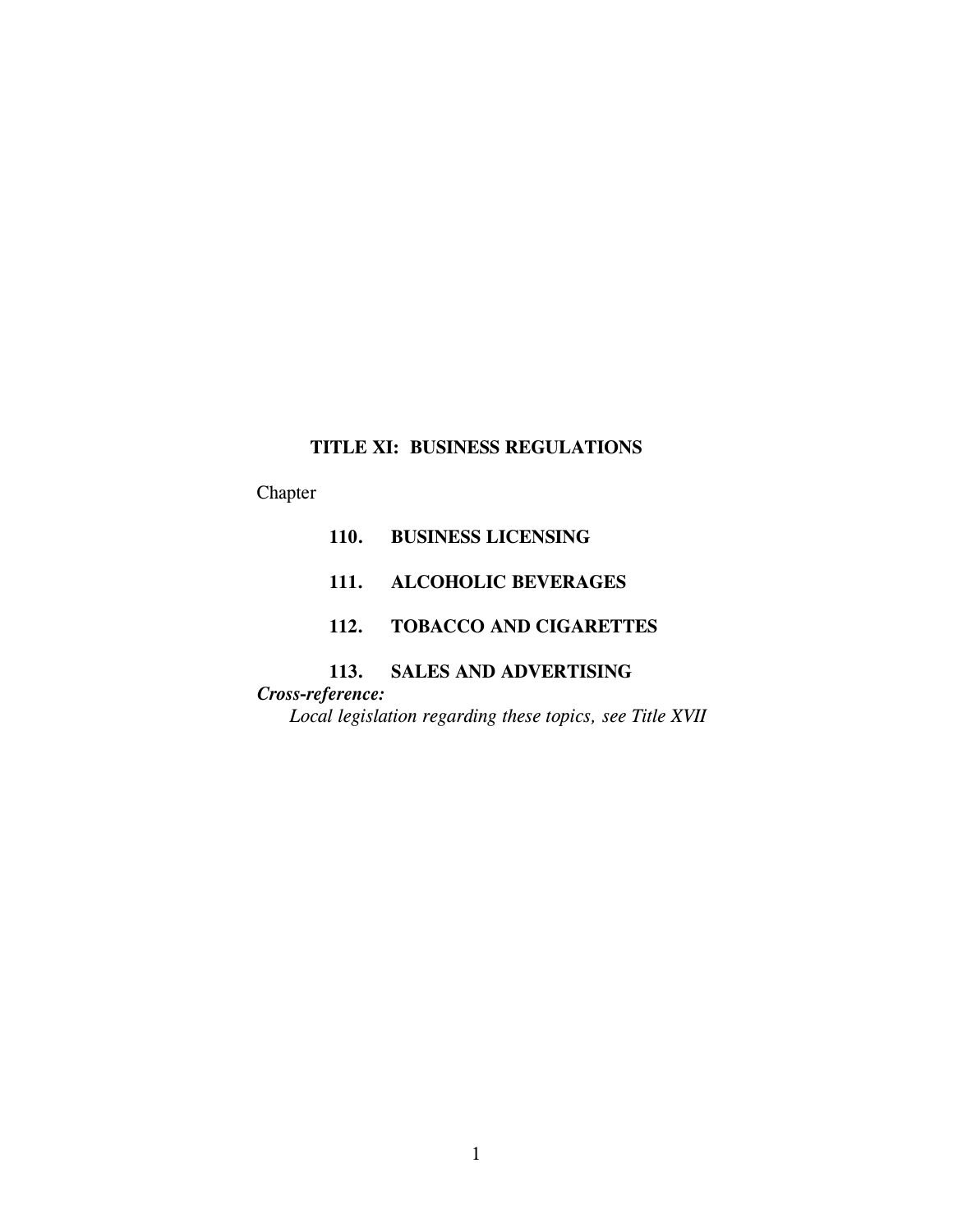# TITLE XI: BUSINESS REGULATIONS

Chapter

**110. BUSINESS LICENSING**

**111. ALCOHOLIC BEVERAGES**

**112. TOBACCO AND CIGARETTES**

**113. SALES AND ADVERTISING**

***Cross-reference:***
*Local legislation regarding these topics, see Title XVII*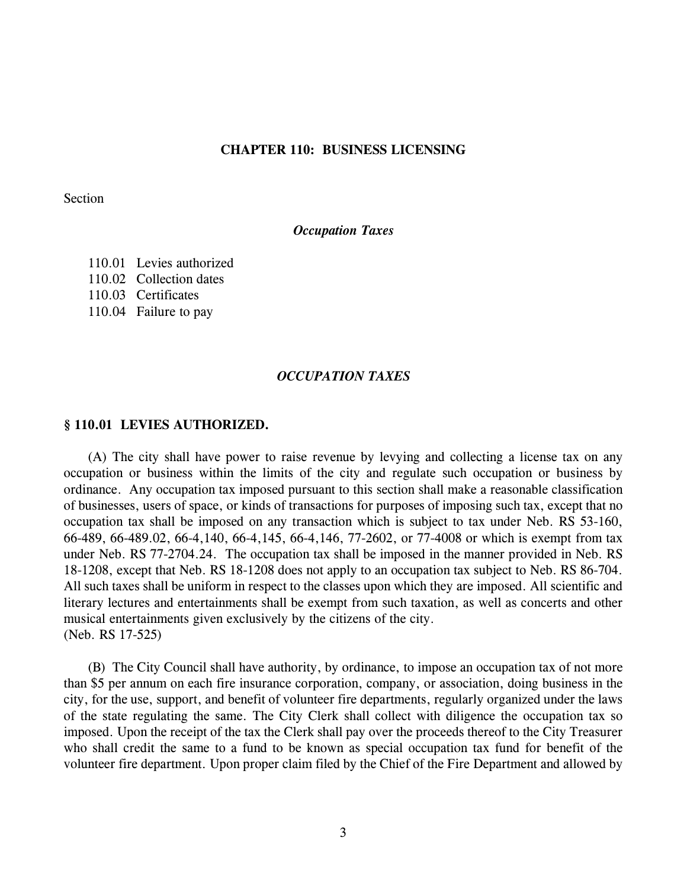# CHAPTER 110: BUSINESS LICENSING

Section

*Occupation Taxes*

110.01 Levies authorized
110.02 Collection dates
110.03 Certificates
110.04 Failure to pay

## *OCCUPATION TAXES*

### § 110.01 LEVIES AUTHORIZED.

(A) The city shall have power to raise revenue by levying and collecting a license tax on any occupation or business within the limits of the city and regulate such occupation or business by ordinance. Any occupation tax imposed pursuant to this section shall make a reasonable classification of businesses, users of space, or kinds of transactions for purposes of imposing such tax, except that no occupation tax shall be imposed on any transaction which is subject to tax under Neb. RS 53-160, 66-489, 66-489.02, 66-4,140, 66-4,145, 66-4,146, 77-2602, or 77-4008 or which is exempt from tax under Neb. RS 77-2704.24. The occupation tax shall be imposed in the manner provided in Neb. RS 18-1208, except that Neb. RS 18-1208 does not apply to an occupation tax subject to Neb. RS 86-704. All such taxes shall be uniform in respect to the classes upon which they are imposed. All scientific and literary lectures and entertainments shall be exempt from such taxation, as well as concerts and other musical entertainments given exclusively by the citizens of the city.
(Neb. RS 17-525)

(B) The City Council shall have authority, by ordinance, to impose an occupation tax of not more than $5 per annum on each fire insurance corporation, company, or association, doing business in the city, for the use, support, and benefit of volunteer fire departments, regularly organized under the laws of the state regulating the same. The City Clerk shall collect with diligence the occupation tax so imposed. Upon the receipt of the tax the Clerk shall pay over the proceeds thereof to the City Treasurer who shall credit the same to a fund to be known as special occupation tax fund for benefit of the volunteer fire department. Upon proper claim filed by the Chief of the Fire Department and allowed by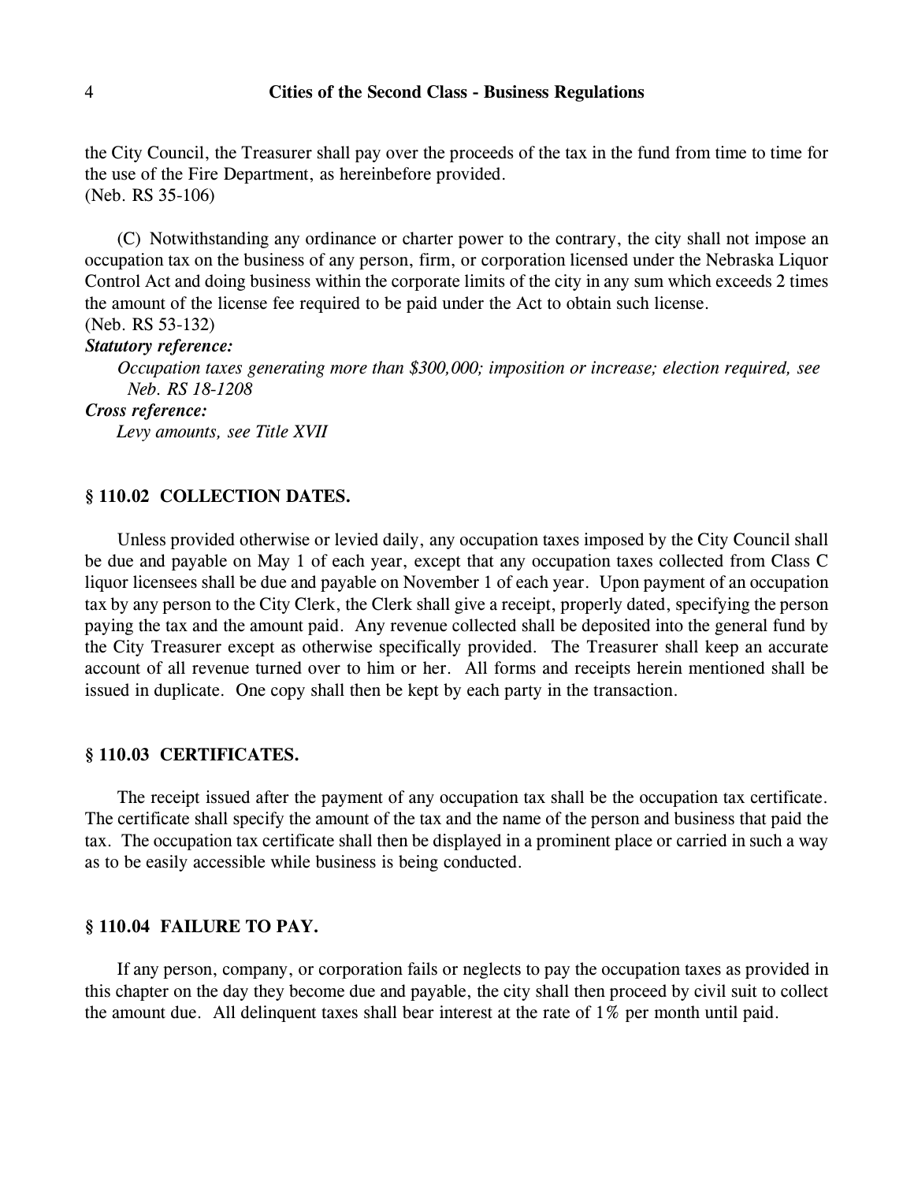the City Council, the Treasurer shall pay over the proceeds of the tax in the fund from time to time for the use of the Fire Department, as hereinbefore provided.
(Neb. RS 35-106)

(C) Notwithstanding any ordinance or charter power to the contrary, the city shall not impose an occupation tax on the business of any person, firm, or corporation licensed under the Nebraska Liquor Control Act and doing business within the corporate limits of the city in any sum which exceeds 2 times the amount of the license fee required to be paid under the Act to obtain such license.
(Neb. RS 53-132)

***Statutory reference:***

*Occupation taxes generating more than $300,000; imposition or increase; election required, see Neb. RS 18-1208*

***Cross reference:***

*Levy amounts, see Title XVII*

### § 110.02 COLLECTION DATES.

Unless provided otherwise or levied daily, any occupation taxes imposed by the City Council shall be due and payable on May 1 of each year, except that any occupation taxes collected from Class C liquor licensees shall be due and payable on November 1 of each year. Upon payment of an occupation tax by any person to the City Clerk, the Clerk shall give a receipt, properly dated, specifying the person paying the tax and the amount paid. Any revenue collected shall be deposited into the general fund by the City Treasurer except as otherwise specifically provided. The Treasurer shall keep an accurate account of all revenue turned over to him or her. All forms and receipts herein mentioned shall be issued in duplicate. One copy shall then be kept by each party in the transaction.

### § 110.03 CERTIFICATES.

The receipt issued after the payment of any occupation tax shall be the occupation tax certificate. The certificate shall specify the amount of the tax and the name of the person and business that paid the tax. The occupation tax certificate shall then be displayed in a prominent place or carried in such a way as to be easily accessible while business is being conducted.

### § 110.04 FAILURE TO PAY.

If any person, company, or corporation fails or neglects to pay the occupation taxes as provided in this chapter on the day they become due and payable, the city shall then proceed by civil suit to collect the amount due. All delinquent taxes shall bear interest at the rate of 1% per month until paid.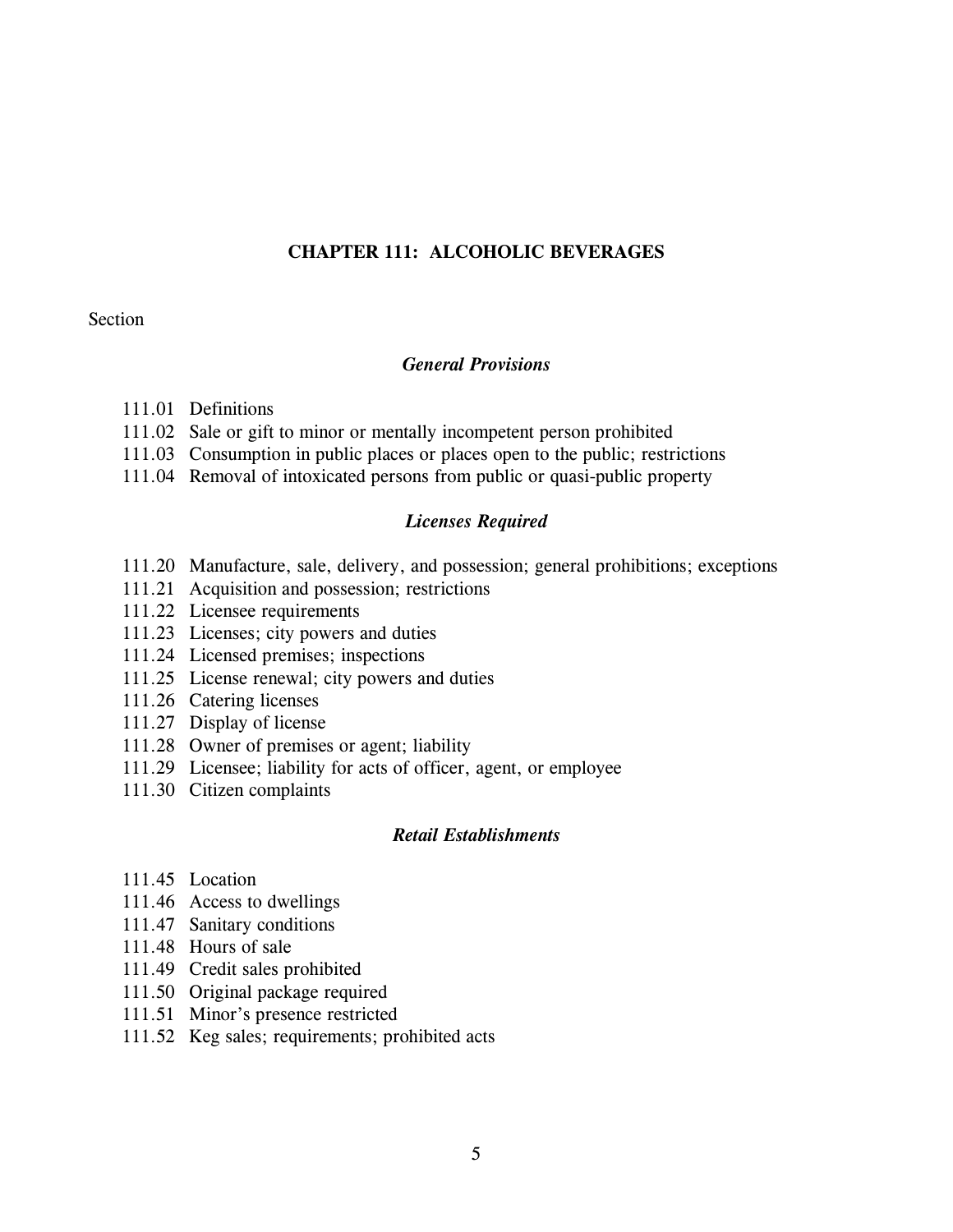# CHAPTER 111: ALCOHOLIC BEVERAGES

Section

### *General Provisions*

111.01 Definitions
111.02 Sale or gift to minor or mentally incompetent person prohibited
111.03 Consumption in public places or places open to the public; restrictions
111.04 Removal of intoxicated persons from public or quasi-public property

### *Licenses Required*

111.20 Manufacture, sale, delivery, and possession; general prohibitions; exceptions
111.21 Acquisition and possession; restrictions
111.22 Licensee requirements
111.23 Licenses; city powers and duties
111.24 Licensed premises; inspections
111.25 License renewal; city powers and duties
111.26 Catering licenses
111.27 Display of license
111.28 Owner of premises or agent; liability
111.29 Licensee; liability for acts of officer, agent, or employee
111.30 Citizen complaints

### *Retail Establishments*

111.45 Location
111.46 Access to dwellings
111.47 Sanitary conditions
111.48 Hours of sale
111.49 Credit sales prohibited
111.50 Original package required
111.51 Minor's presence restricted
111.52 Keg sales; requirements; prohibited acts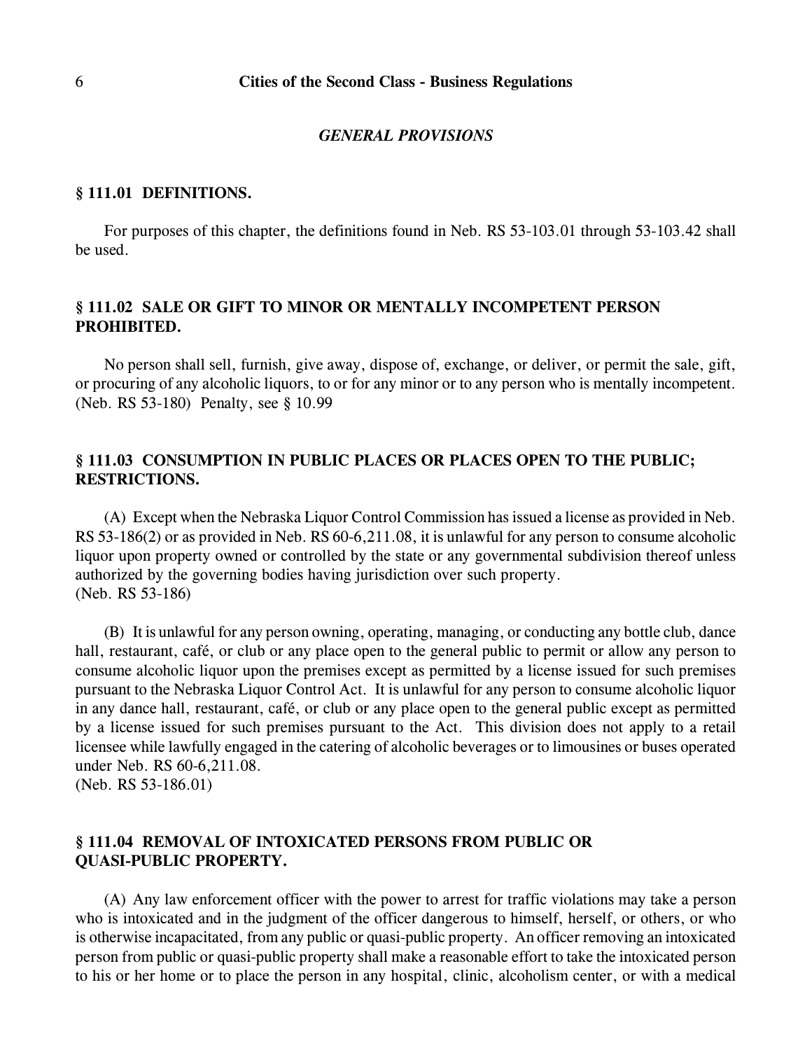## *GENERAL PROVISIONS*

### § 111.01 DEFINITIONS.

For purposes of this chapter, the definitions found in Neb. RS 53-103.01 through 53-103.42 shall be used.

### § 111.02 SALE OR GIFT TO MINOR OR MENTALLY INCOMPETENT PERSON PROHIBITED.

No person shall sell, furnish, give away, dispose of, exchange, or deliver, or permit the sale, gift, or procuring of any alcoholic liquors, to or for any minor or to any person who is mentally incompetent. (Neb. RS 53-180) Penalty, see § 10.99

### § 111.03 CONSUMPTION IN PUBLIC PLACES OR PLACES OPEN TO THE PUBLIC; RESTRICTIONS.

(A) Except when the Nebraska Liquor Control Commission has issued a license as provided in Neb. RS 53-186(2) or as provided in Neb. RS 60-6,211.08, it is unlawful for any person to consume alcoholic liquor upon property owned or controlled by the state or any governmental subdivision thereof unless authorized by the governing bodies having jurisdiction over such property.
(Neb. RS 53-186)

(B) It is unlawful for any person owning, operating, managing, or conducting any bottle club, dance hall, restaurant, café, or club or any place open to the general public to permit or allow any person to consume alcoholic liquor upon the premises except as permitted by a license issued for such premises pursuant to the Nebraska Liquor Control Act. It is unlawful for any person to consume alcoholic liquor in any dance hall, restaurant, café, or club or any place open to the general public except as permitted by a license issued for such premises pursuant to the Act. This division does not apply to a retail licensee while lawfully engaged in the catering of alcoholic beverages or to limousines or buses operated under Neb. RS 60-6,211.08.
(Neb. RS 53-186.01)

### § 111.04 REMOVAL OF INTOXICATED PERSONS FROM PUBLIC OR QUASI-PUBLIC PROPERTY.

(A) Any law enforcement officer with the power to arrest for traffic violations may take a person who is intoxicated and in the judgment of the officer dangerous to himself, herself, or others, or who is otherwise incapacitated, from any public or quasi-public property. An officer removing an intoxicated person from public or quasi-public property shall make a reasonable effort to take the intoxicated person to his or her home or to place the person in any hospital, clinic, alcoholism center, or with a medical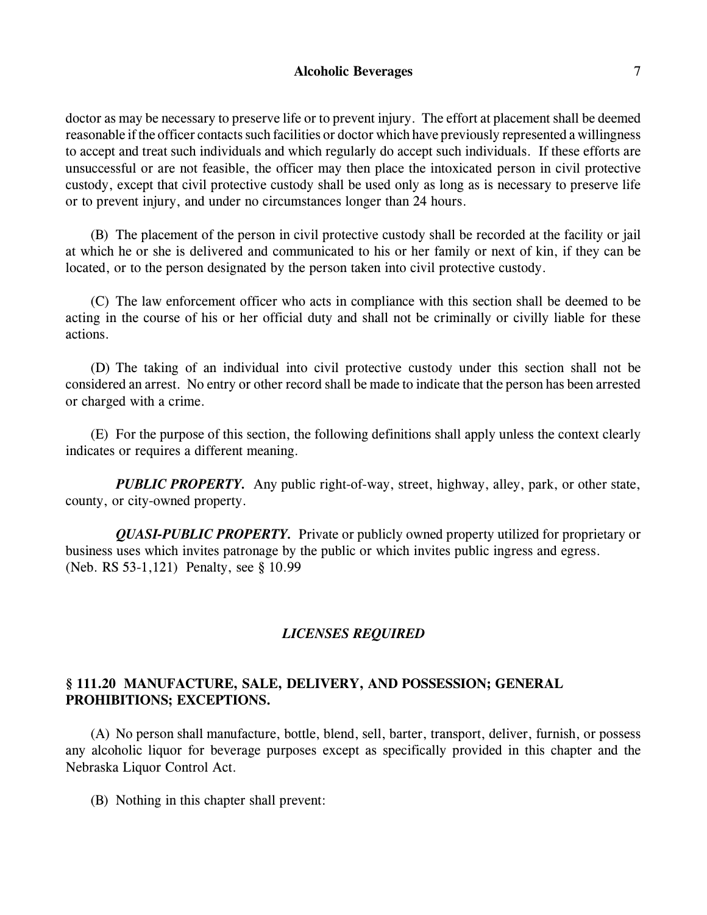doctor as may be necessary to preserve life or to prevent injury. The effort at placement shall be deemed reasonable if the officer contacts such facilities or doctor which have previously represented a willingness to accept and treat such individuals and which regularly do accept such individuals. If these efforts are unsuccessful or are not feasible, the officer may then place the intoxicated person in civil protective custody, except that civil protective custody shall be used only as long as is necessary to preserve life or to prevent injury, and under no circumstances longer than 24 hours.

(B) The placement of the person in civil protective custody shall be recorded at the facility or jail at which he or she is delivered and communicated to his or her family or next of kin, if they can be located, or to the person designated by the person taken into civil protective custody.

(C) The law enforcement officer who acts in compliance with this section shall be deemed to be acting in the course of his or her official duty and shall not be criminally or civilly liable for these actions.

(D) The taking of an individual into civil protective custody under this section shall not be considered an arrest. No entry or other record shall be made to indicate that the person has been arrested or charged with a crime.

(E) For the purpose of this section, the following definitions shall apply unless the context clearly indicates or requires a different meaning.

***PUBLIC PROPERTY.*** Any public right-of-way, street, highway, alley, park, or other state, county, or city-owned property.

***QUASI-PUBLIC PROPERTY.*** Private or publicly owned property utilized for proprietary or business uses which invites patronage by the public or which invites public ingress and egress.
(Neb. RS 53-1,121) Penalty, see § 10.99

## *LICENSES REQUIRED*

### § 111.20 MANUFACTURE, SALE, DELIVERY, AND POSSESSION; GENERAL PROHIBITIONS; EXCEPTIONS.

(A) No person shall manufacture, bottle, blend, sell, barter, transport, deliver, furnish, or possess any alcoholic liquor for beverage purposes except as specifically provided in this chapter and the Nebraska Liquor Control Act.

(B) Nothing in this chapter shall prevent: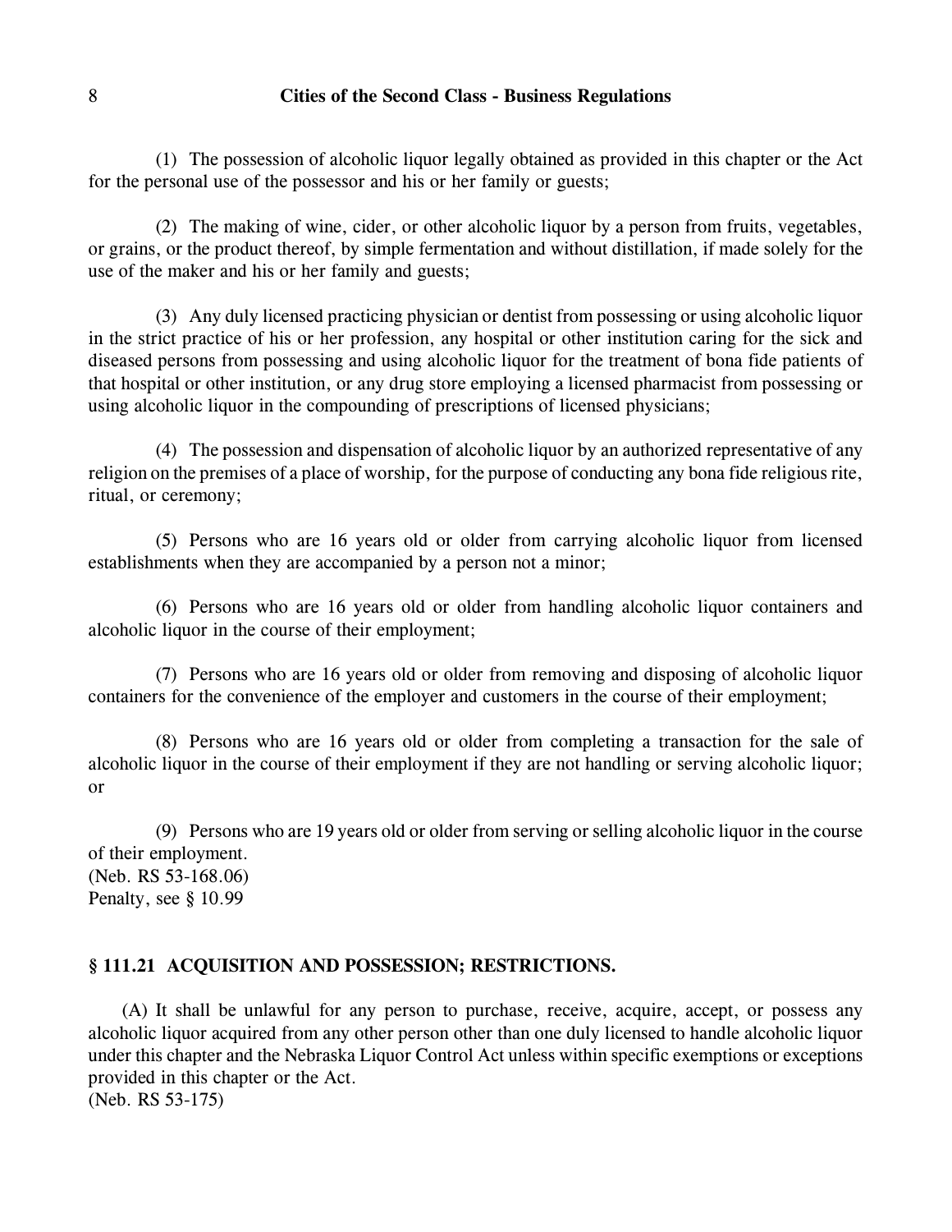(1) The possession of alcoholic liquor legally obtained as provided in this chapter or the Act for the personal use of the possessor and his or her family or guests;

(2) The making of wine, cider, or other alcoholic liquor by a person from fruits, vegetables, or grains, or the product thereof, by simple fermentation and without distillation, if made solely for the use of the maker and his or her family and guests;

(3) Any duly licensed practicing physician or dentist from possessing or using alcoholic liquor in the strict practice of his or her profession, any hospital or other institution caring for the sick and diseased persons from possessing and using alcoholic liquor for the treatment of bona fide patients of that hospital or other institution, or any drug store employing a licensed pharmacist from possessing or using alcoholic liquor in the compounding of prescriptions of licensed physicians;

(4) The possession and dispensation of alcoholic liquor by an authorized representative of any religion on the premises of a place of worship, for the purpose of conducting any bona fide religious rite, ritual, or ceremony;

(5) Persons who are 16 years old or older from carrying alcoholic liquor from licensed establishments when they are accompanied by a person not a minor;

(6) Persons who are 16 years old or older from handling alcoholic liquor containers and alcoholic liquor in the course of their employment;

(7) Persons who are 16 years old or older from removing and disposing of alcoholic liquor containers for the convenience of the employer and customers in the course of their employment;

(8) Persons who are 16 years old or older from completing a transaction for the sale of alcoholic liquor in the course of their employment if they are not handling or serving alcoholic liquor; or

(9) Persons who are 19 years old or older from serving or selling alcoholic liquor in the course of their employment.
(Neb. RS 53-168.06)
Penalty, see § 10.99

### § 111.21 ACQUISITION AND POSSESSION; RESTRICTIONS.

(A) It shall be unlawful for any person to purchase, receive, acquire, accept, or possess any alcoholic liquor acquired from any other person other than one duly licensed to handle alcoholic liquor under this chapter and the Nebraska Liquor Control Act unless within specific exemptions or exceptions provided in this chapter or the Act.
(Neb. RS 53-175)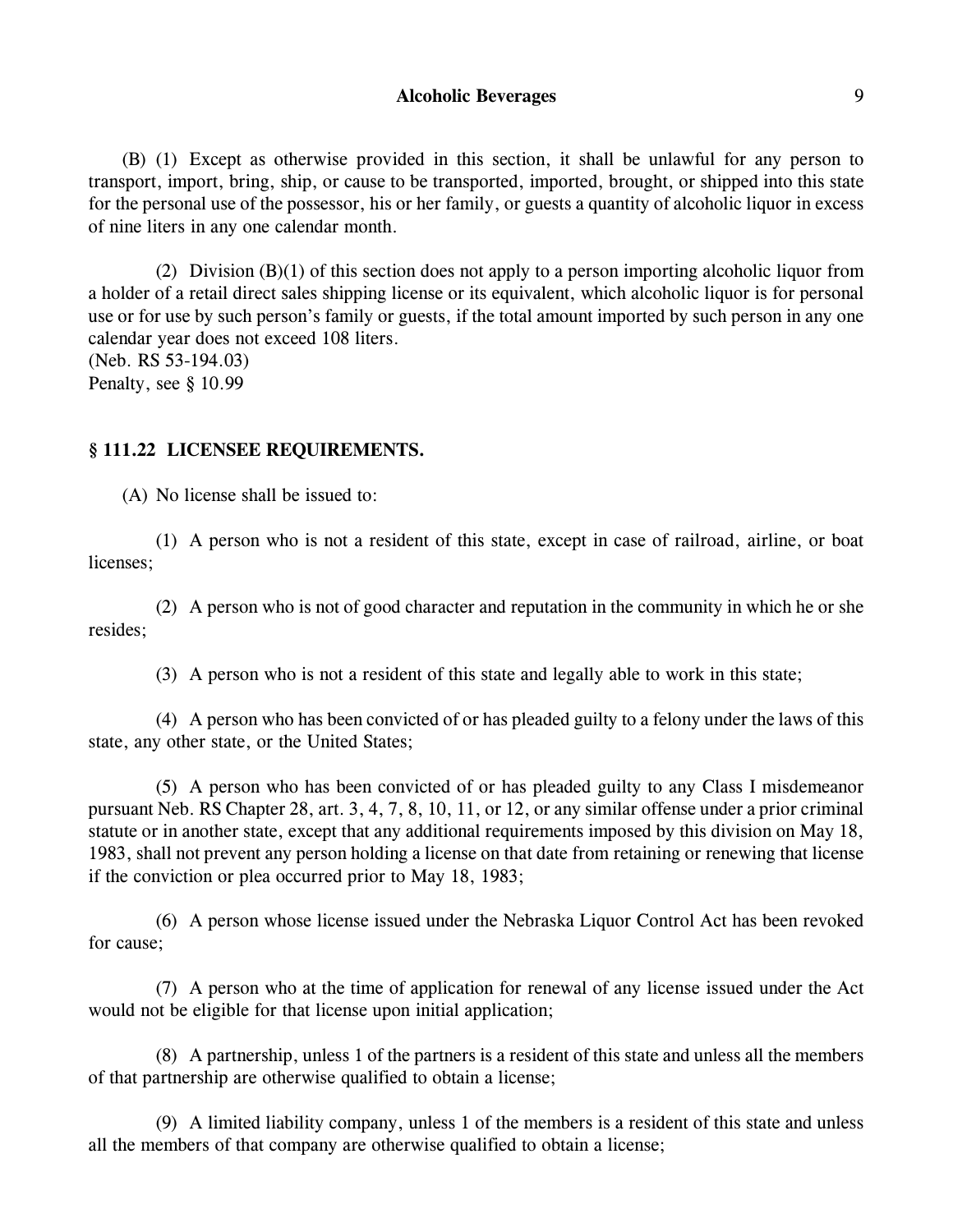(B) (1) Except as otherwise provided in this section, it shall be unlawful for any person to transport, import, bring, ship, or cause to be transported, imported, brought, or shipped into this state for the personal use of the possessor, his or her family, or guests a quantity of alcoholic liquor in excess of nine liters in any one calendar month.

(2) Division (B)(1) of this section does not apply to a person importing alcoholic liquor from a holder of a retail direct sales shipping license or its equivalent, which alcoholic liquor is for personal use or for use by such person's family or guests, if the total amount imported by such person in any one calendar year does not exceed 108 liters.
(Neb. RS 53-194.03)
Penalty, see § 10.99

### § 111.22 LICENSEE REQUIREMENTS.

(A) No license shall be issued to:

(1) A person who is not a resident of this state, except in case of railroad, airline, or boat licenses;

(2) A person who is not of good character and reputation in the community in which he or she resides;

(3) A person who is not a resident of this state and legally able to work in this state;

(4) A person who has been convicted of or has pleaded guilty to a felony under the laws of this state, any other state, or the United States;

(5) A person who has been convicted of or has pleaded guilty to any Class I misdemeanor pursuant Neb. RS Chapter 28, art. 3, 4, 7, 8, 10, 11, or 12, or any similar offense under a prior criminal statute or in another state, except that any additional requirements imposed by this division on May 18, 1983, shall not prevent any person holding a license on that date from retaining or renewing that license if the conviction or plea occurred prior to May 18, 1983;

(6) A person whose license issued under the Nebraska Liquor Control Act has been revoked for cause;

(7) A person who at the time of application for renewal of any license issued under the Act would not be eligible for that license upon initial application;

(8) A partnership, unless 1 of the partners is a resident of this state and unless all the members of that partnership are otherwise qualified to obtain a license;

(9) A limited liability company, unless 1 of the members is a resident of this state and unless all the members of that company are otherwise qualified to obtain a license;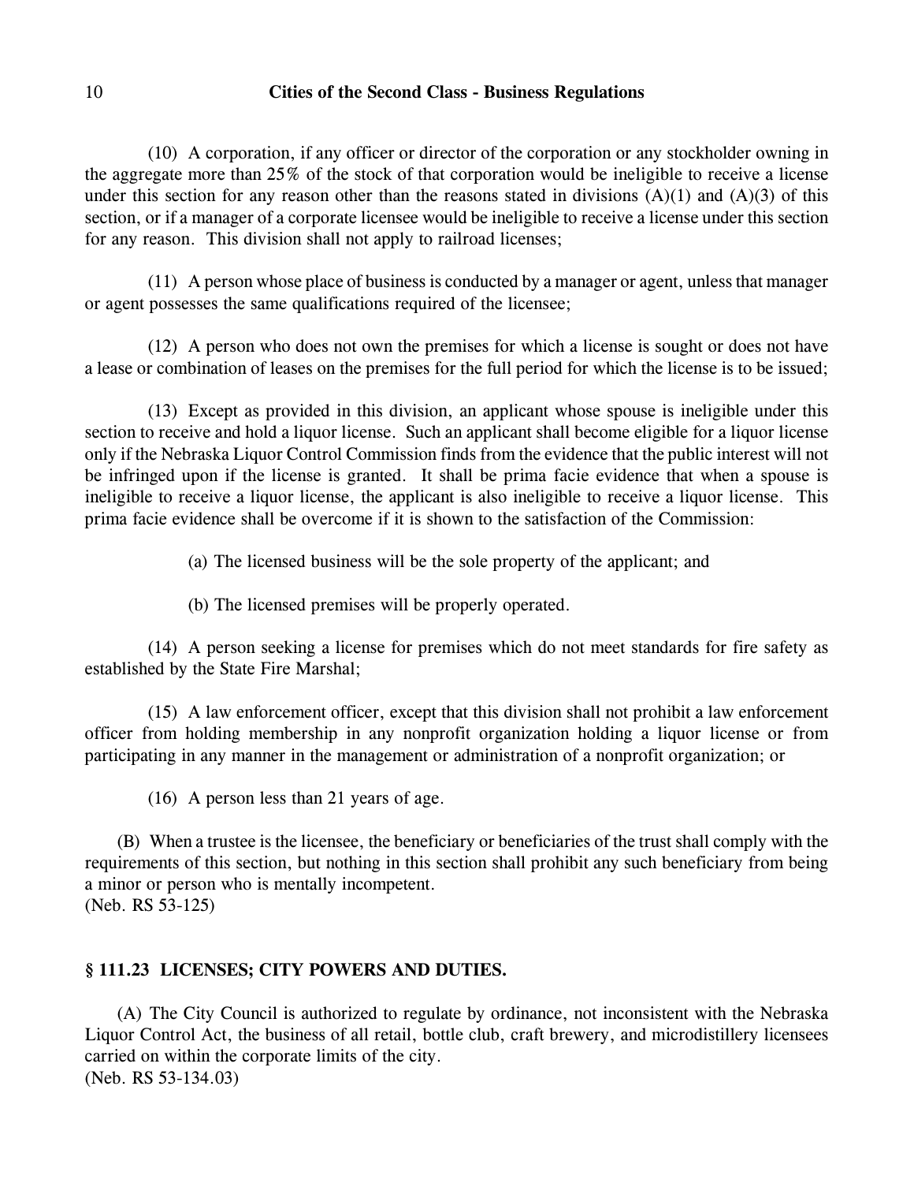(10) A corporation, if any officer or director of the corporation or any stockholder owning in the aggregate more than 25% of the stock of that corporation would be ineligible to receive a license under this section for any reason other than the reasons stated in divisions (A)(1) and (A)(3) of this section, or if a manager of a corporate licensee would be ineligible to receive a license under this section for any reason. This division shall not apply to railroad licenses;

(11) A person whose place of business is conducted by a manager or agent, unless that manager or agent possesses the same qualifications required of the licensee;

(12) A person who does not own the premises for which a license is sought or does not have a lease or combination of leases on the premises for the full period for which the license is to be issued;

(13) Except as provided in this division, an applicant whose spouse is ineligible under this section to receive and hold a liquor license. Such an applicant shall become eligible for a liquor license only if the Nebraska Liquor Control Commission finds from the evidence that the public interest will not be infringed upon if the license is granted. It shall be prima facie evidence that when a spouse is ineligible to receive a liquor license, the applicant is also ineligible to receive a liquor license. This prima facie evidence shall be overcome if it is shown to the satisfaction of the Commission:

(a) The licensed business will be the sole property of the applicant; and

(b) The licensed premises will be properly operated.

(14) A person seeking a license for premises which do not meet standards for fire safety as established by the State Fire Marshal;

(15) A law enforcement officer, except that this division shall not prohibit a law enforcement officer from holding membership in any nonprofit organization holding a liquor license or from participating in any manner in the management or administration of a nonprofit organization; or

(16) A person less than 21 years of age.

(B) When a trustee is the licensee, the beneficiary or beneficiaries of the trust shall comply with the requirements of this section, but nothing in this section shall prohibit any such beneficiary from being a minor or person who is mentally incompetent.
(Neb. RS 53-125)

## § 111.23 LICENSES; CITY POWERS AND DUTIES.

(A) The City Council is authorized to regulate by ordinance, not inconsistent with the Nebraska Liquor Control Act, the business of all retail, bottle club, craft brewery, and microdistillery licensees carried on within the corporate limits of the city.
(Neb. RS 53-134.03)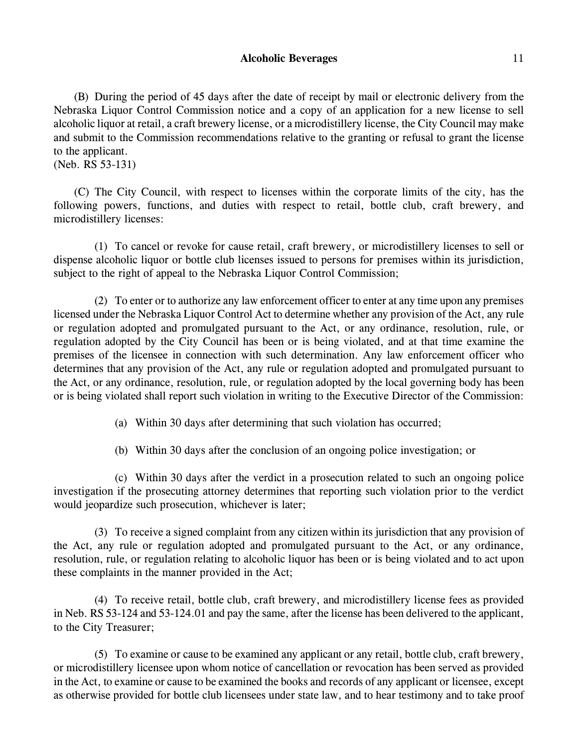(B) During the period of 45 days after the date of receipt by mail or electronic delivery from the Nebraska Liquor Control Commission notice and a copy of an application for a new license to sell alcoholic liquor at retail, a craft brewery license, or a microdistillery license, the City Council may make and submit to the Commission recommendations relative to the granting or refusal to grant the license to the applicant.
(Neb. RS 53-131)

(C) The City Council, with respect to licenses within the corporate limits of the city, has the following powers, functions, and duties with respect to retail, bottle club, craft brewery, and microdistillery licenses:

(1) To cancel or revoke for cause retail, craft brewery, or microdistillery licenses to sell or dispense alcoholic liquor or bottle club licenses issued to persons for premises within its jurisdiction, subject to the right of appeal to the Nebraska Liquor Control Commission;

(2) To enter or to authorize any law enforcement officer to enter at any time upon any premises licensed under the Nebraska Liquor Control Act to determine whether any provision of the Act, any rule or regulation adopted and promulgated pursuant to the Act, or any ordinance, resolution, rule, or regulation adopted by the City Council has been or is being violated, and at that time examine the premises of the licensee in connection with such determination. Any law enforcement officer who determines that any provision of the Act, any rule or regulation adopted and promulgated pursuant to the Act, or any ordinance, resolution, rule, or regulation adopted by the local governing body has been or is being violated shall report such violation in writing to the Executive Director of the Commission:

(a) Within 30 days after determining that such violation has occurred;

(b) Within 30 days after the conclusion of an ongoing police investigation; or

(c) Within 30 days after the verdict in a prosecution related to such an ongoing police investigation if the prosecuting attorney determines that reporting such violation prior to the verdict would jeopardize such prosecution, whichever is later;

(3) To receive a signed complaint from any citizen within its jurisdiction that any provision of the Act, any rule or regulation adopted and promulgated pursuant to the Act, or any ordinance, resolution, rule, or regulation relating to alcoholic liquor has been or is being violated and to act upon these complaints in the manner provided in the Act;

(4) To receive retail, bottle club, craft brewery, and microdistillery license fees as provided in Neb. RS 53-124 and 53-124.01 and pay the same, after the license has been delivered to the applicant, to the City Treasurer;

(5) To examine or cause to be examined any applicant or any retail, bottle club, craft brewery, or microdistillery licensee upon whom notice of cancellation or revocation has been served as provided in the Act, to examine or cause to be examined the books and records of any applicant or licensee, except as otherwise provided for bottle club licensees under state law, and to hear testimony and to take proof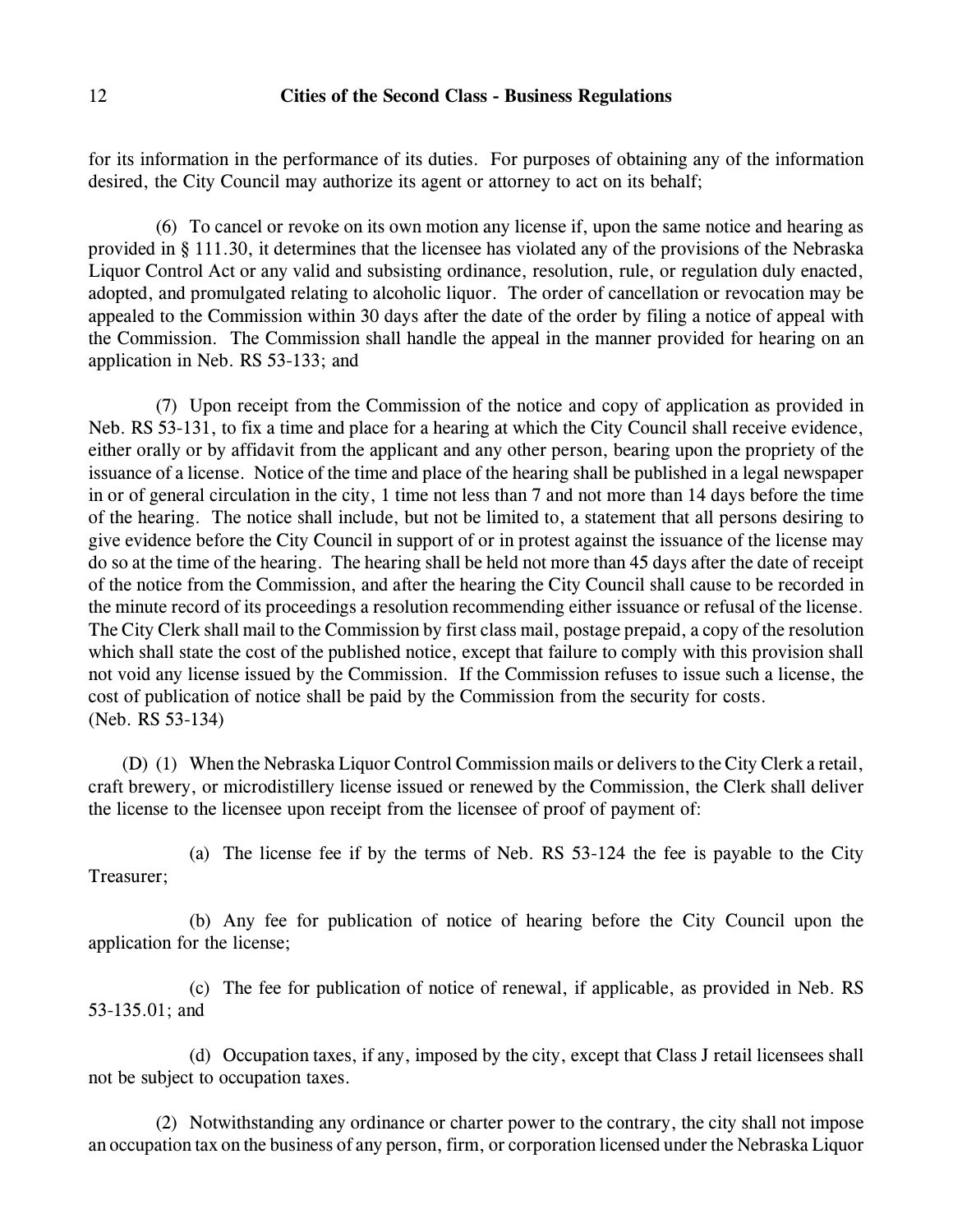for its information in the performance of its duties. For purposes of obtaining any of the information desired, the City Council may authorize its agent or attorney to act on its behalf;

(6) To cancel or revoke on its own motion any license if, upon the same notice and hearing as provided in § 111.30, it determines that the licensee has violated any of the provisions of the Nebraska Liquor Control Act or any valid and subsisting ordinance, resolution, rule, or regulation duly enacted, adopted, and promulgated relating to alcoholic liquor. The order of cancellation or revocation may be appealed to the Commission within 30 days after the date of the order by filing a notice of appeal with the Commission. The Commission shall handle the appeal in the manner provided for hearing on an application in Neb. RS 53-133; and

(7) Upon receipt from the Commission of the notice and copy of application as provided in Neb. RS 53-131, to fix a time and place for a hearing at which the City Council shall receive evidence, either orally or by affidavit from the applicant and any other person, bearing upon the propriety of the issuance of a license. Notice of the time and place of the hearing shall be published in a legal newspaper in or of general circulation in the city, 1 time not less than 7 and not more than 14 days before the time of the hearing. The notice shall include, but not be limited to, a statement that all persons desiring to give evidence before the City Council in support of or in protest against the issuance of the license may do so at the time of the hearing. The hearing shall be held not more than 45 days after the date of receipt of the notice from the Commission, and after the hearing the City Council shall cause to be recorded in the minute record of its proceedings a resolution recommending either issuance or refusal of the license. The City Clerk shall mail to the Commission by first class mail, postage prepaid, a copy of the resolution which shall state the cost of the published notice, except that failure to comply with this provision shall not void any license issued by the Commission. If the Commission refuses to issue such a license, the cost of publication of notice shall be paid by the Commission from the security for costs.
(Neb. RS 53-134)

(D) (1) When the Nebraska Liquor Control Commission mails or delivers to the City Clerk a retail, craft brewery, or microdistillery license issued or renewed by the Commission, the Clerk shall deliver the license to the licensee upon receipt from the licensee of proof of payment of:

(a) The license fee if by the terms of Neb. RS 53-124 the fee is payable to the City Treasurer;

(b) Any fee for publication of notice of hearing before the City Council upon the application for the license;

(c) The fee for publication of notice of renewal, if applicable, as provided in Neb. RS 53-135.01; and

(d) Occupation taxes, if any, imposed by the city, except that Class J retail licensees shall not be subject to occupation taxes.

(2) Notwithstanding any ordinance or charter power to the contrary, the city shall not impose an occupation tax on the business of any person, firm, or corporation licensed under the Nebraska Liquor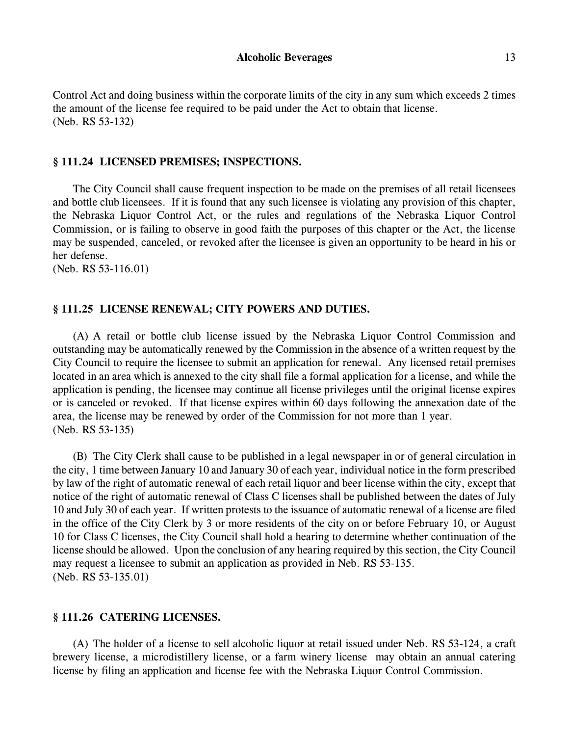Control Act and doing business within the corporate limits of the city in any sum which exceeds 2 times the amount of the license fee required to be paid under the Act to obtain that license.
(Neb. RS 53-132)

### § 111.24 LICENSED PREMISES; INSPECTIONS.

The City Council shall cause frequent inspection to be made on the premises of all retail licensees and bottle club licensees. If it is found that any such licensee is violating any provision of this chapter, the Nebraska Liquor Control Act, or the rules and regulations of the Nebraska Liquor Control Commission, or is failing to observe in good faith the purposes of this chapter or the Act, the license may be suspended, canceled, or revoked after the licensee is given an opportunity to be heard in his or her defense.
(Neb. RS 53-116.01)

### § 111.25 LICENSE RENEWAL; CITY POWERS AND DUTIES.

(A) A retail or bottle club license issued by the Nebraska Liquor Control Commission and outstanding may be automatically renewed by the Commission in the absence of a written request by the City Council to require the licensee to submit an application for renewal. Any licensed retail premises located in an area which is annexed to the city shall file a formal application for a license, and while the application is pending, the licensee may continue all license privileges until the original license expires or is canceled or revoked. If that license expires within 60 days following the annexation date of the area, the license may be renewed by order of the Commission for not more than 1 year.
(Neb. RS 53-135)

(B) The City Clerk shall cause to be published in a legal newspaper in or of general circulation in the city, 1 time between January 10 and January 30 of each year, individual notice in the form prescribed by law of the right of automatic renewal of each retail liquor and beer license within the city, except that notice of the right of automatic renewal of Class C licenses shall be published between the dates of July 10 and July 30 of each year. If written protests to the issuance of automatic renewal of a license are filed in the office of the City Clerk by 3 or more residents of the city on or before February 10, or August 10 for Class C licenses, the City Council shall hold a hearing to determine whether continuation of the license should be allowed. Upon the conclusion of any hearing required by this section, the City Council may request a licensee to submit an application as provided in Neb. RS 53-135.
(Neb. RS 53-135.01)

### § 111.26 CATERING LICENSES.

(A) The holder of a license to sell alcoholic liquor at retail issued under Neb. RS 53-124, a craft brewery license, a microdistillery license, or a farm winery license may obtain an annual catering license by filing an application and license fee with the Nebraska Liquor Control Commission.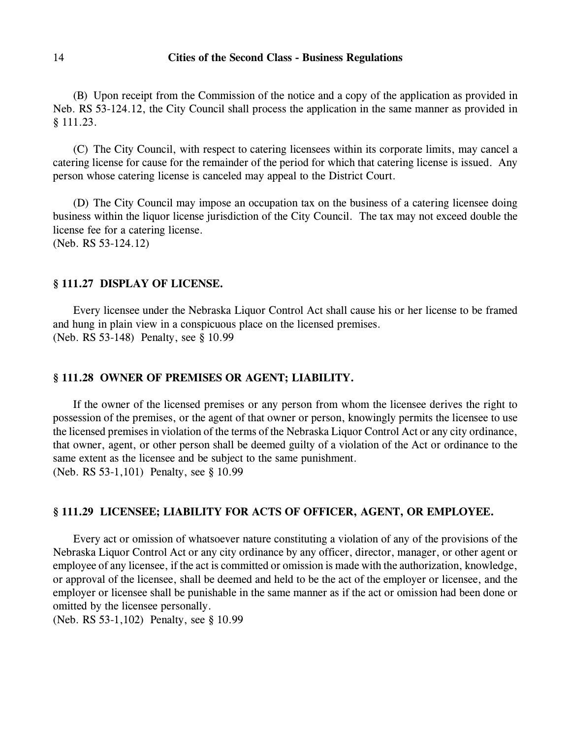(B) Upon receipt from the Commission of the notice and a copy of the application as provided in Neb. RS 53-124.12, the City Council shall process the application in the same manner as provided in § 111.23.

(C) The City Council, with respect to catering licensees within its corporate limits, may cancel a catering license for cause for the remainder of the period for which that catering license is issued. Any person whose catering license is canceled may appeal to the District Court.

(D) The City Council may impose an occupation tax on the business of a catering licensee doing business within the liquor license jurisdiction of the City Council. The tax may not exceed double the license fee for a catering license.
(Neb. RS 53-124.12)

### § 111.27 DISPLAY OF LICENSE.

Every licensee under the Nebraska Liquor Control Act shall cause his or her license to be framed and hung in plain view in a conspicuous place on the licensed premises.
(Neb. RS 53-148) Penalty, see § 10.99

### § 111.28 OWNER OF PREMISES OR AGENT; LIABILITY.

If the owner of the licensed premises or any person from whom the licensee derives the right to possession of the premises, or the agent of that owner or person, knowingly permits the licensee to use the licensed premises in violation of the terms of the Nebraska Liquor Control Act or any city ordinance, that owner, agent, or other person shall be deemed guilty of a violation of the Act or ordinance to the same extent as the licensee and be subject to the same punishment.
(Neb. RS 53-1,101) Penalty, see § 10.99

### § 111.29 LICENSEE; LIABILITY FOR ACTS OF OFFICER, AGENT, OR EMPLOYEE.

Every act or omission of whatsoever nature constituting a violation of any of the provisions of the Nebraska Liquor Control Act or any city ordinance by any officer, director, manager, or other agent or employee of any licensee, if the act is committed or omission is made with the authorization, knowledge, or approval of the licensee, shall be deemed and held to be the act of the employer or licensee, and the employer or licensee shall be punishable in the same manner as if the act or omission had been done or omitted by the licensee personally.
(Neb. RS 53-1,102) Penalty, see § 10.99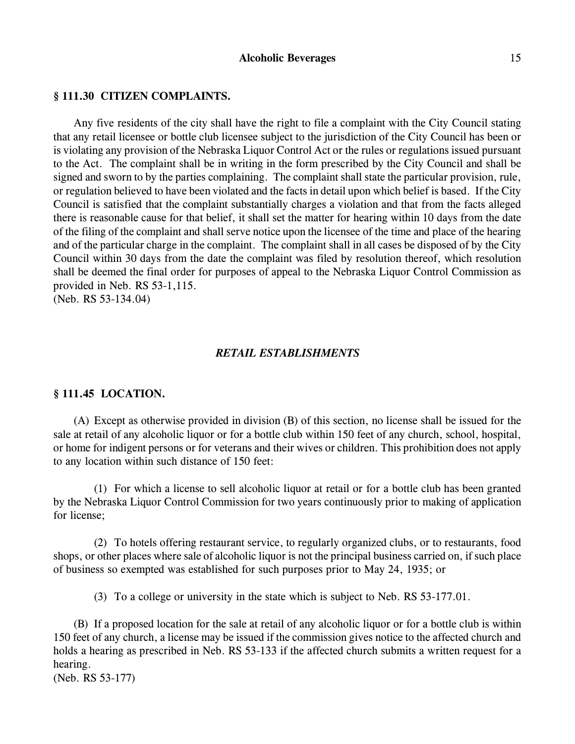### § 111.30 CITIZEN COMPLAINTS.

Any five residents of the city shall have the right to file a complaint with the City Council stating that any retail licensee or bottle club licensee subject to the jurisdiction of the City Council has been or is violating any provision of the Nebraska Liquor Control Act or the rules or regulations issued pursuant to the Act. The complaint shall be in writing in the form prescribed by the City Council and shall be signed and sworn to by the parties complaining. The complaint shall state the particular provision, rule, or regulation believed to have been violated and the facts in detail upon which belief is based. If the City Council is satisfied that the complaint substantially charges a violation and that from the facts alleged there is reasonable cause for that belief, it shall set the matter for hearing within 10 days from the date of the filing of the complaint and shall serve notice upon the licensee of the time and place of the hearing and of the particular charge in the complaint. The complaint shall in all cases be disposed of by the City Council within 30 days from the date the complaint was filed by resolution thereof, which resolution shall be deemed the final order for purposes of appeal to the Nebraska Liquor Control Commission as provided in Neb. RS 53-1,115.
(Neb. RS 53-134.04)

## *RETAIL ESTABLISHMENTS*

### § 111.45 LOCATION.

(A) Except as otherwise provided in division (B) of this section, no license shall be issued for the sale at retail of any alcoholic liquor or for a bottle club within 150 feet of any church, school, hospital, or home for indigent persons or for veterans and their wives or children. This prohibition does not apply to any location within such distance of 150 feet:

(1) For which a license to sell alcoholic liquor at retail or for a bottle club has been granted by the Nebraska Liquor Control Commission for two years continuously prior to making of application for license;

(2) To hotels offering restaurant service, to regularly organized clubs, or to restaurants, food shops, or other places where sale of alcoholic liquor is not the principal business carried on, if such place of business so exempted was established for such purposes prior to May 24, 1935; or

(3) To a college or university in the state which is subject to Neb. RS 53-177.01.

(B) If a proposed location for the sale at retail of any alcoholic liquor or for a bottle club is within 150 feet of any church, a license may be issued if the commission gives notice to the affected church and holds a hearing as prescribed in Neb. RS 53-133 if the affected church submits a written request for a hearing.
(Neb. RS 53-177)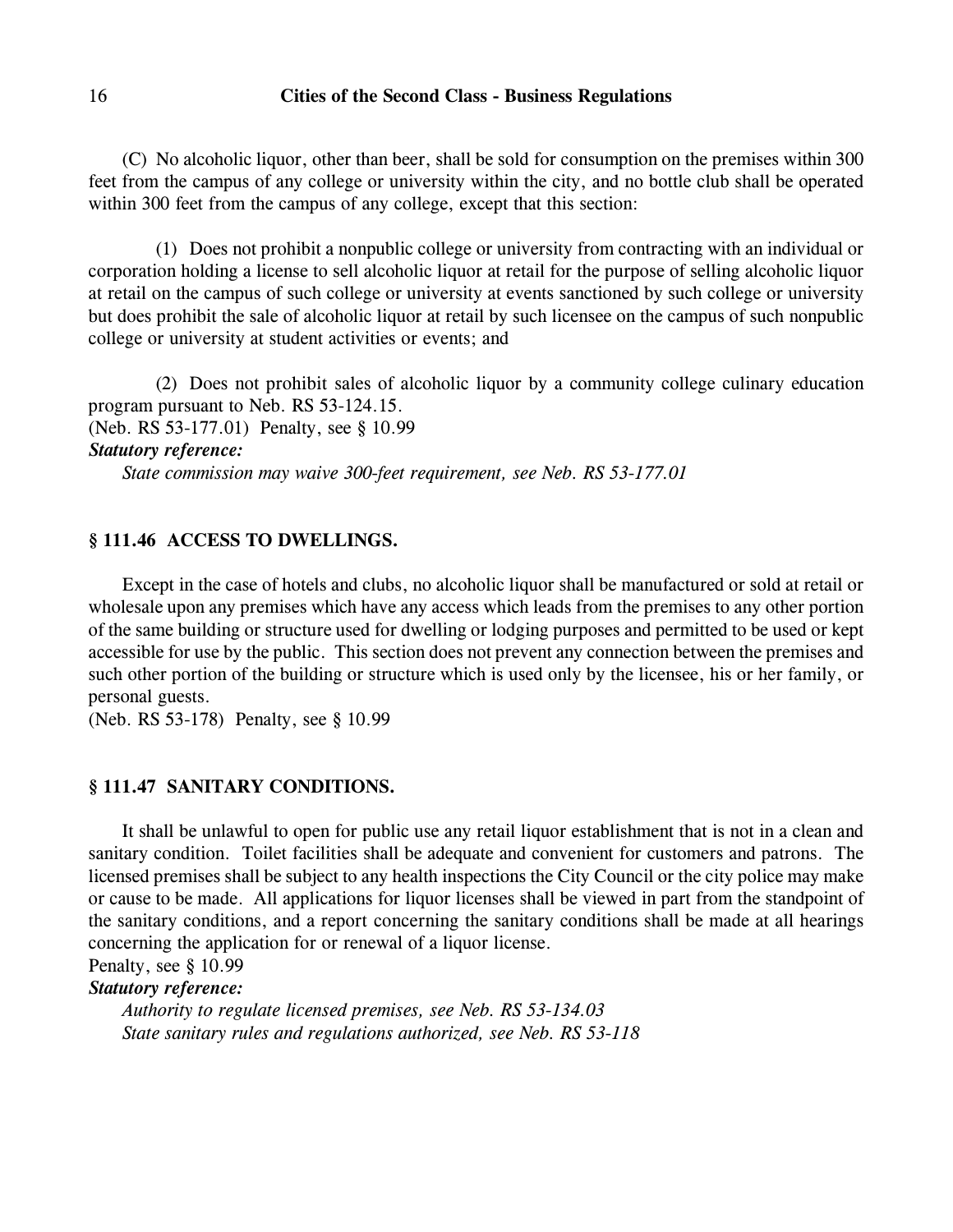(C) No alcoholic liquor, other than beer, shall be sold for consumption on the premises within 300 feet from the campus of any college or university within the city, and no bottle club shall be operated within 300 feet from the campus of any college, except that this section:

(1) Does not prohibit a nonpublic college or university from contracting with an individual or corporation holding a license to sell alcoholic liquor at retail for the purpose of selling alcoholic liquor at retail on the campus of such college or university at events sanctioned by such college or university but does prohibit the sale of alcoholic liquor at retail by such licensee on the campus of such nonpublic college or university at student activities or events; and

(2) Does not prohibit sales of alcoholic liquor by a community college culinary education program pursuant to Neb. RS 53-124.15.

(Neb. RS 53-177.01) Penalty, see § 10.99

***Statutory reference:***

*State commission may waive 300-feet requirement, see Neb. RS 53-177.01*

## § 111.46 ACCESS TO DWELLINGS.

Except in the case of hotels and clubs, no alcoholic liquor shall be manufactured or sold at retail or wholesale upon any premises which have any access which leads from the premises to any other portion of the same building or structure used for dwelling or lodging purposes and permitted to be used or kept accessible for use by the public. This section does not prevent any connection between the premises and such other portion of the building or structure which is used only by the licensee, his or her family, or personal guests.

(Neb. RS 53-178) Penalty, see § 10.99

## § 111.47 SANITARY CONDITIONS.

It shall be unlawful to open for public use any retail liquor establishment that is not in a clean and sanitary condition. Toilet facilities shall be adequate and convenient for customers and patrons. The licensed premises shall be subject to any health inspections the City Council or the city police may make or cause to be made. All applications for liquor licenses shall be viewed in part from the standpoint of the sanitary conditions, and a report concerning the sanitary conditions shall be made at all hearings concerning the application for or renewal of a liquor license.

Penalty, see § 10.99

***Statutory reference:***

*Authority to regulate licensed premises, see Neb. RS 53-134.03*

*State sanitary rules and regulations authorized, see Neb. RS 53-118*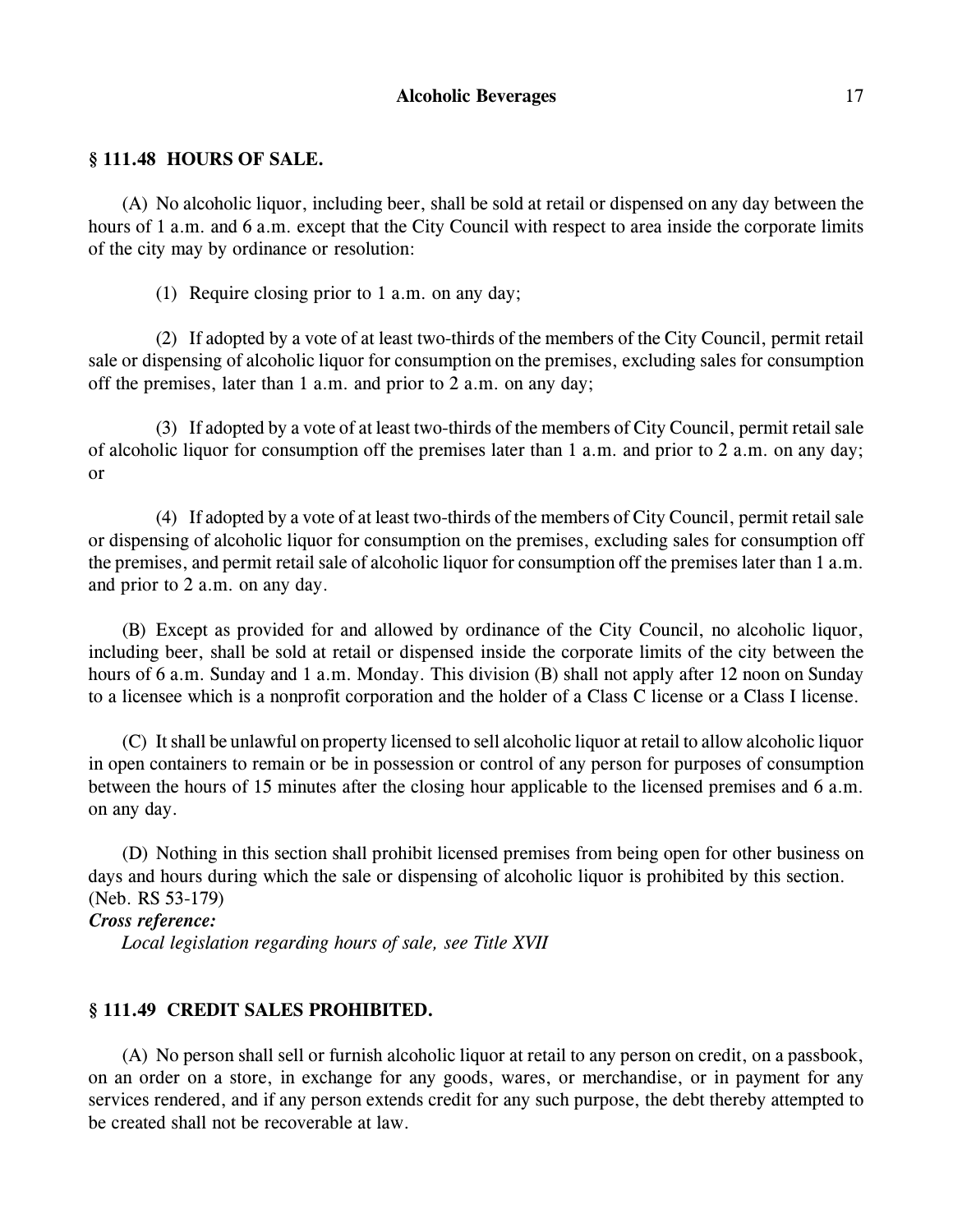### § 111.48 HOURS OF SALE.

(A) No alcoholic liquor, including beer, shall be sold at retail or dispensed on any day between the hours of 1 a.m. and 6 a.m. except that the City Council with respect to area inside the corporate limits of the city may by ordinance or resolution:

(1) Require closing prior to 1 a.m. on any day;

(2) If adopted by a vote of at least two-thirds of the members of the City Council, permit retail sale or dispensing of alcoholic liquor for consumption on the premises, excluding sales for consumption off the premises, later than 1 a.m. and prior to 2 a.m. on any day;

(3) If adopted by a vote of at least two-thirds of the members of City Council, permit retail sale of alcoholic liquor for consumption off the premises later than 1 a.m. and prior to 2 a.m. on any day; or

(4) If adopted by a vote of at least two-thirds of the members of City Council, permit retail sale or dispensing of alcoholic liquor for consumption on the premises, excluding sales for consumption off the premises, and permit retail sale of alcoholic liquor for consumption off the premises later than 1 a.m. and prior to 2 a.m. on any day.

(B) Except as provided for and allowed by ordinance of the City Council, no alcoholic liquor, including beer, shall be sold at retail or dispensed inside the corporate limits of the city between the hours of 6 a.m. Sunday and 1 a.m. Monday. This division (B) shall not apply after 12 noon on Sunday to a licensee which is a nonprofit corporation and the holder of a Class C license or a Class I license.

(C) It shall be unlawful on property licensed to sell alcoholic liquor at retail to allow alcoholic liquor in open containers to remain or be in possession or control of any person for purposes of consumption between the hours of 15 minutes after the closing hour applicable to the licensed premises and 6 a.m. on any day.

(D) Nothing in this section shall prohibit licensed premises from being open for other business on days and hours during which the sale or dispensing of alcoholic liquor is prohibited by this section.
(Neb. RS 53-179)

***Cross reference:***

*Local legislation regarding hours of sale, see Title XVII*

### § 111.49 CREDIT SALES PROHIBITED.

(A) No person shall sell or furnish alcoholic liquor at retail to any person on credit, on a passbook, on an order on a store, in exchange for any goods, wares, or merchandise, or in payment for any services rendered, and if any person extends credit for any such purpose, the debt thereby attempted to be created shall not be recoverable at law.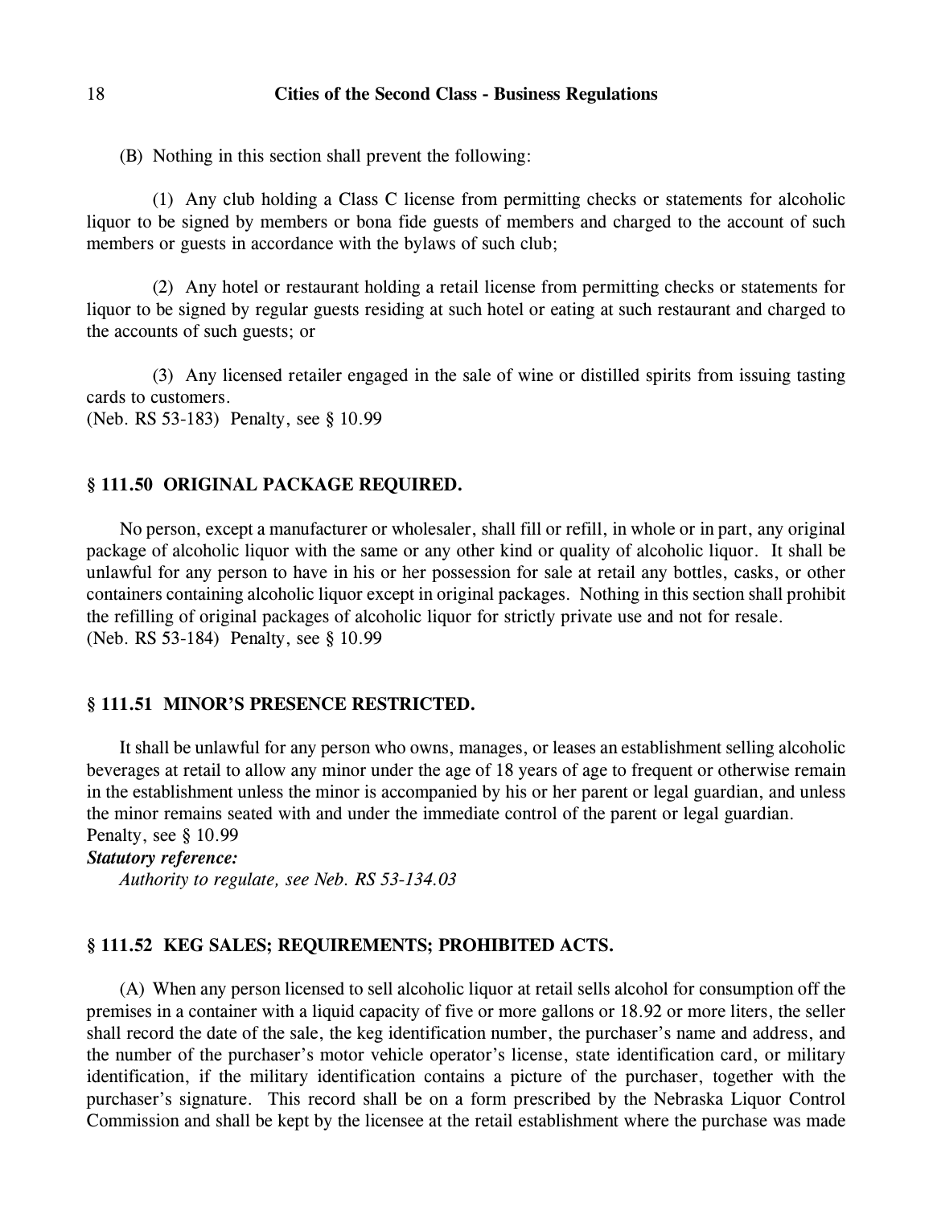(B) Nothing in this section shall prevent the following:

(1) Any club holding a Class C license from permitting checks or statements for alcoholic liquor to be signed by members or bona fide guests of members and charged to the account of such members or guests in accordance with the bylaws of such club;

(2) Any hotel or restaurant holding a retail license from permitting checks or statements for liquor to be signed by regular guests residing at such hotel or eating at such restaurant and charged to the accounts of such guests; or

(3) Any licensed retailer engaged in the sale of wine or distilled spirits from issuing tasting cards to customers.
(Neb. RS 53-183) Penalty, see § 10.99

### § 111.50 ORIGINAL PACKAGE REQUIRED.

No person, except a manufacturer or wholesaler, shall fill or refill, in whole or in part, any original package of alcoholic liquor with the same or any other kind or quality of alcoholic liquor. It shall be unlawful for any person to have in his or her possession for sale at retail any bottles, casks, or other containers containing alcoholic liquor except in original packages. Nothing in this section shall prohibit the refilling of original packages of alcoholic liquor for strictly private use and not for resale.
(Neb. RS 53-184) Penalty, see § 10.99

### § 111.51 MINOR'S PRESENCE RESTRICTED.

It shall be unlawful for any person who owns, manages, or leases an establishment selling alcoholic beverages at retail to allow any minor under the age of 18 years of age to frequent or otherwise remain in the establishment unless the minor is accompanied by his or her parent or legal guardian, and unless the minor remains seated with and under the immediate control of the parent or legal guardian.
Penalty, see § 10.99

***Statutory reference:***
*Authority to regulate, see Neb. RS 53-134.03*

### § 111.52 KEG SALES; REQUIREMENTS; PROHIBITED ACTS.

(A) When any person licensed to sell alcoholic liquor at retail sells alcohol for consumption off the premises in a container with a liquid capacity of five or more gallons or 18.92 or more liters, the seller shall record the date of the sale, the keg identification number, the purchaser's name and address, and the number of the purchaser's motor vehicle operator's license, state identification card, or military identification, if the military identification contains a picture of the purchaser, together with the purchaser's signature. This record shall be on a form prescribed by the Nebraska Liquor Control Commission and shall be kept by the licensee at the retail establishment where the purchase was made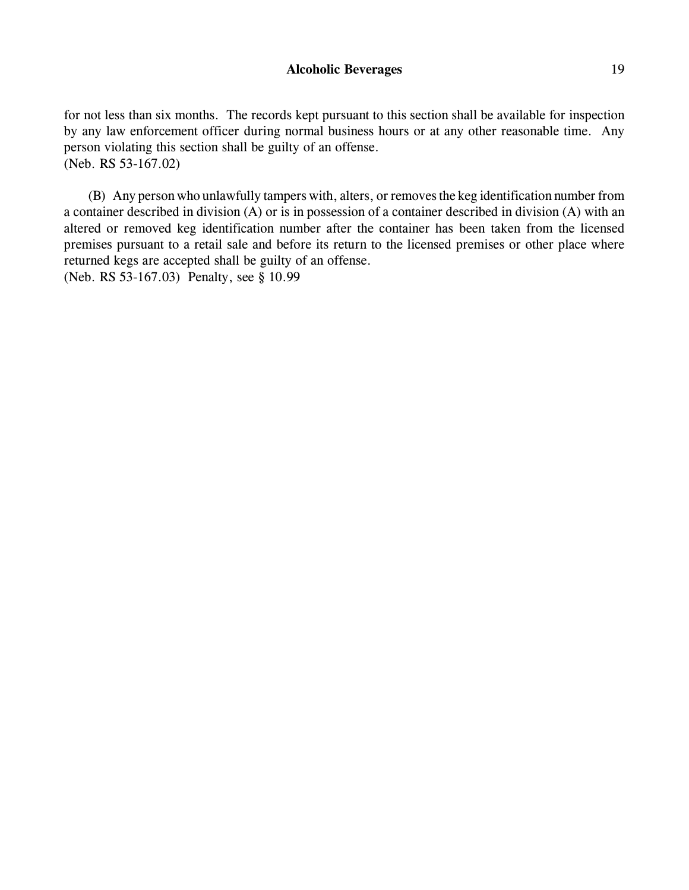for not less than six months. The records kept pursuant to this section shall be available for inspection by any law enforcement officer during normal business hours or at any other reasonable time. Any person violating this section shall be guilty of an offense.
(Neb. RS 53-167.02)

(B) Any person who unlawfully tampers with, alters, or removes the keg identification number from a container described in division (A) or is in possession of a container described in division (A) with an altered or removed keg identification number after the container has been taken from the licensed premises pursuant to a retail sale and before its return to the licensed premises or other place where returned kegs are accepted shall be guilty of an offense.
(Neb. RS 53-167.03) Penalty, see § 10.99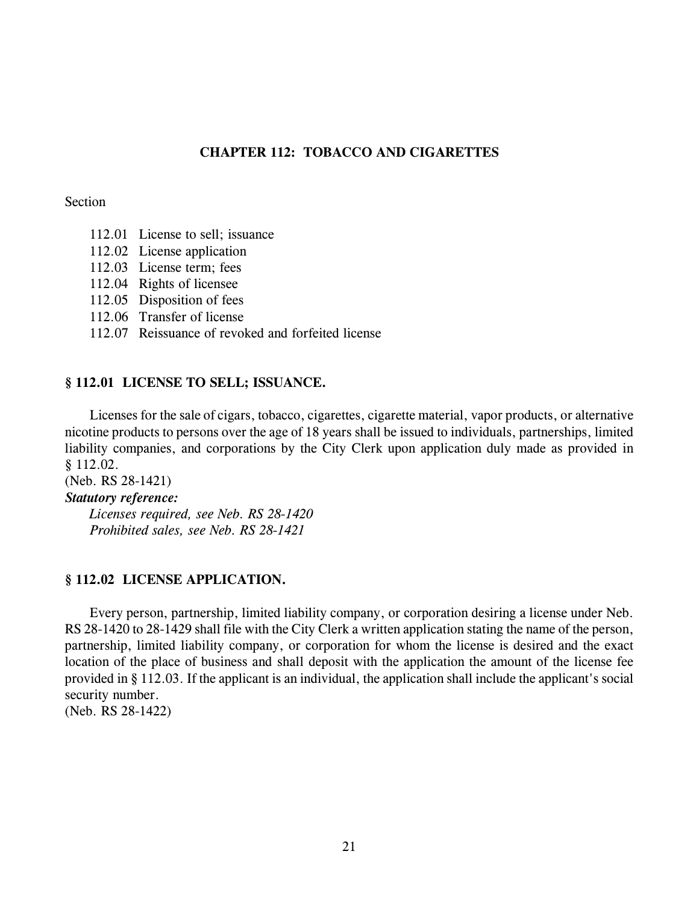# CHAPTER 112: TOBACCO AND CIGARETTES

Section

- 112.01 License to sell; issuance
- 112.02 License application
- 112.03 License term; fees
- 112.04 Rights of licensee
- 112.05 Disposition of fees
- 112.06 Transfer of license
- 112.07 Reissuance of revoked and forfeited license

## § 112.01 LICENSE TO SELL; ISSUANCE.

Licenses for the sale of cigars, tobacco, cigarettes, cigarette material, vapor products, or alternative nicotine products to persons over the age of 18 years shall be issued to individuals, partnerships, limited liability companies, and corporations by the City Clerk upon application duly made as provided in § 112.02.
(Neb. RS 28-1421)

***Statutory reference:***

*Licenses required, see Neb. RS 28-1420*
*Prohibited sales, see Neb. RS 28-1421*

## § 112.02 LICENSE APPLICATION.

Every person, partnership, limited liability company, or corporation desiring a license under Neb. RS 28-1420 to 28-1429 shall file with the City Clerk a written application stating the name of the person, partnership, limited liability company, or corporation for whom the license is desired and the exact location of the place of business and shall deposit with the application the amount of the license fee provided in § 112.03. If the applicant is an individual, the application shall include the applicant's social security number.
(Neb. RS 28-1422)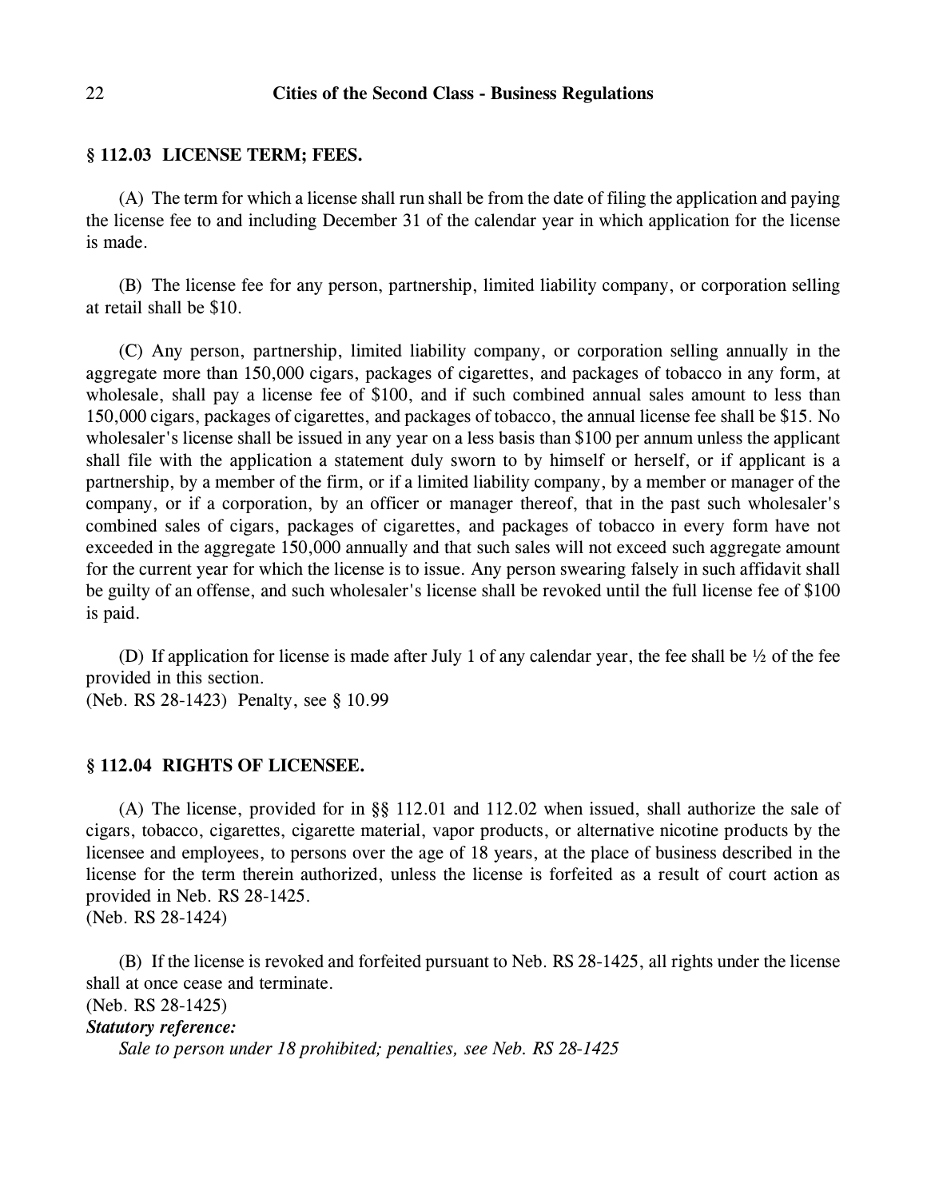## § 112.03 LICENSE TERM; FEES.

(A) The term for which a license shall run shall be from the date of filing the application and paying the license fee to and including December 31 of the calendar year in which application for the license is made.

(B) The license fee for any person, partnership, limited liability company, or corporation selling at retail shall be $10.

(C) Any person, partnership, limited liability company, or corporation selling annually in the aggregate more than 150,000 cigars, packages of cigarettes, and packages of tobacco in any form, at wholesale, shall pay a license fee of $100, and if such combined annual sales amount to less than 150,000 cigars, packages of cigarettes, and packages of tobacco, the annual license fee shall be $15. No wholesaler's license shall be issued in any year on a less basis than $100 per annum unless the applicant shall file with the application a statement duly sworn to by himself or herself, or if applicant is a partnership, by a member of the firm, or if a limited liability company, by a member or manager of the company, or if a corporation, by an officer or manager thereof, that in the past such wholesaler's combined sales of cigars, packages of cigarettes, and packages of tobacco in every form have not exceeded in the aggregate 150,000 annually and that such sales will not exceed such aggregate amount for the current year for which the license is to issue. Any person swearing falsely in such affidavit shall be guilty of an offense, and such wholesaler's license shall be revoked until the full license fee of $100 is paid.

(D) If application for license is made after July 1 of any calendar year, the fee shall be ½ of the fee provided in this section.
(Neb. RS 28-1423) Penalty, see § 10.99

## § 112.04 RIGHTS OF LICENSEE.

(A) The license, provided for in §§ 112.01 and 112.02 when issued, shall authorize the sale of cigars, tobacco, cigarettes, cigarette material, vapor products, or alternative nicotine products by the licensee and employees, to persons over the age of 18 years, at the place of business described in the license for the term therein authorized, unless the license is forfeited as a result of court action as provided in Neb. RS 28-1425.
(Neb. RS 28-1424)

(B) If the license is revoked and forfeited pursuant to Neb. RS 28-1425, all rights under the license shall at once cease and terminate.
(Neb. RS 28-1425)

***Statutory reference:***

*Sale to person under 18 prohibited; penalties, see Neb. RS 28-1425*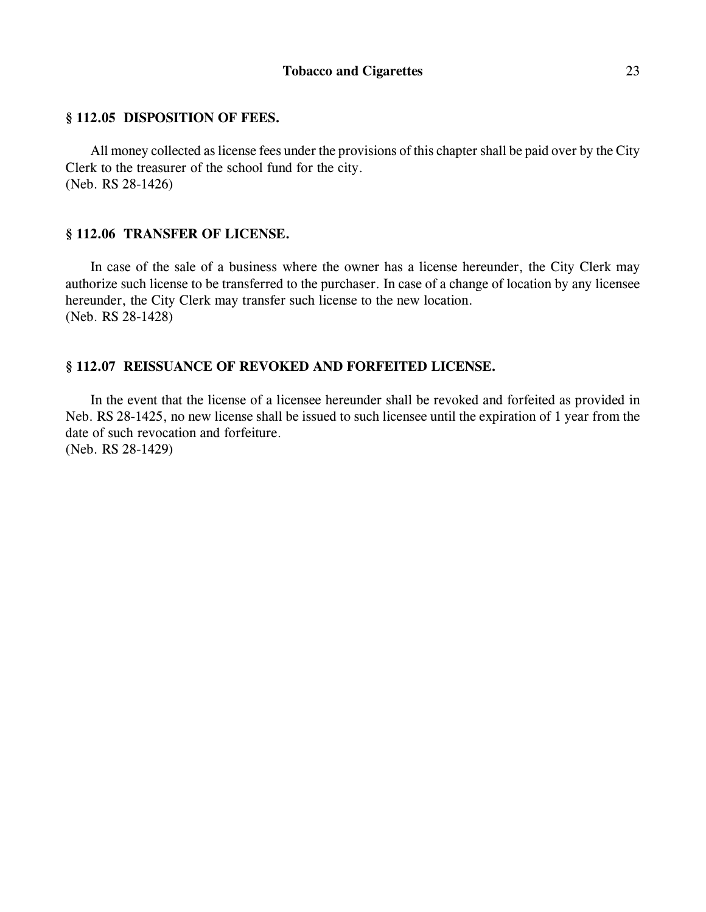### § 112.05 DISPOSITION OF FEES.

All money collected as license fees under the provisions of this chapter shall be paid over by the City Clerk to the treasurer of the school fund for the city.
(Neb. RS 28-1426)

### § 112.06 TRANSFER OF LICENSE.

In case of the sale of a business where the owner has a license hereunder, the City Clerk may authorize such license to be transferred to the purchaser. In case of a change of location by any licensee hereunder, the City Clerk may transfer such license to the new location.
(Neb. RS 28-1428)

### § 112.07 REISSUANCE OF REVOKED AND FORFEITED LICENSE.

In the event that the license of a licensee hereunder shall be revoked and forfeited as provided in Neb. RS 28-1425, no new license shall be issued to such licensee until the expiration of 1 year from the date of such revocation and forfeiture.
(Neb. RS 28-1429)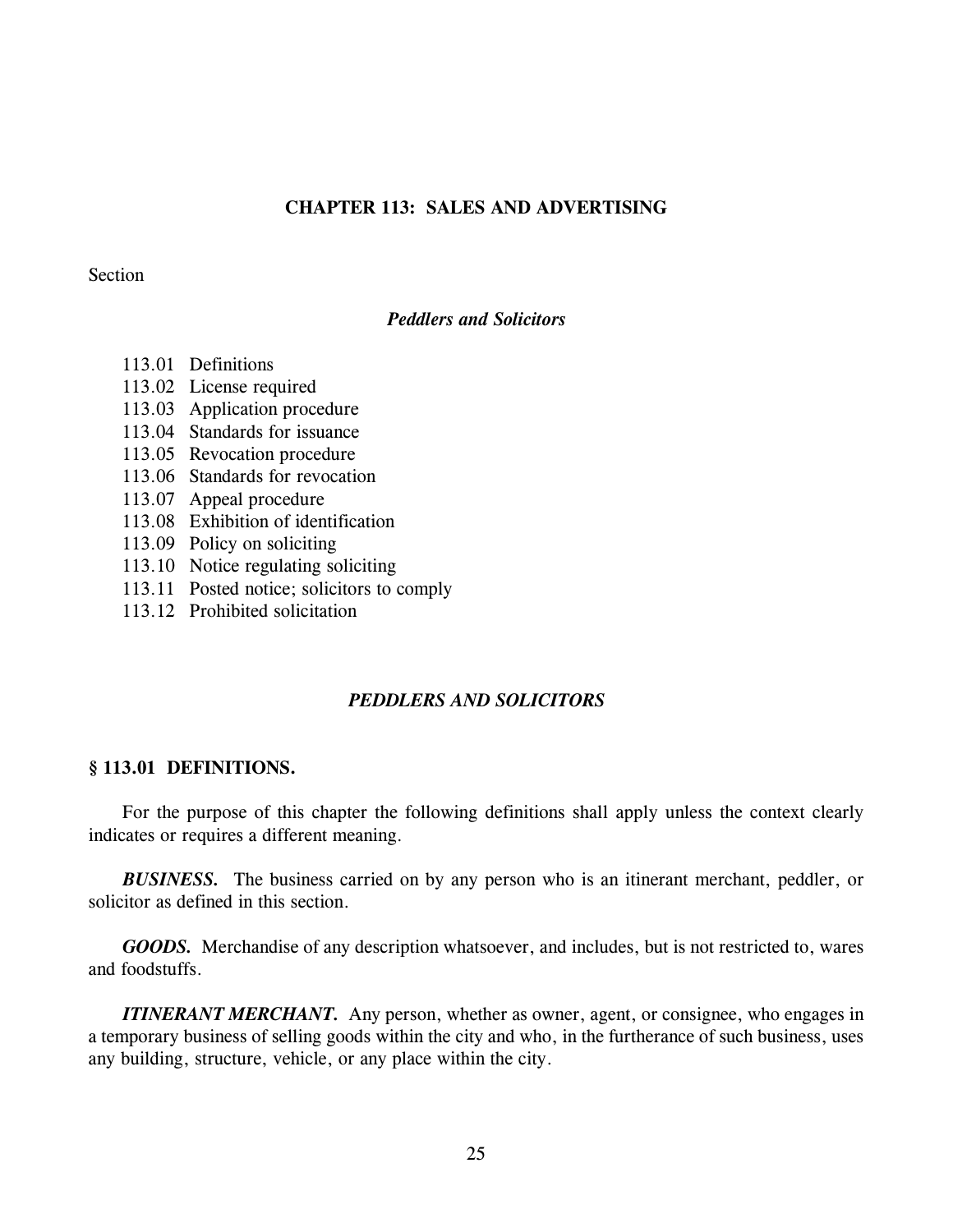# CHAPTER 113: SALES AND ADVERTISING

Section

*Peddlers and Solicitors*

113.01 Definitions
113.02 License required
113.03 Application procedure
113.04 Standards for issuance
113.05 Revocation procedure
113.06 Standards for revocation
113.07 Appeal procedure
113.08 Exhibition of identification
113.09 Policy on soliciting
113.10 Notice regulating soliciting
113.11 Posted notice; solicitors to comply
113.12 Prohibited solicitation

## *PEDDLERS AND SOLICITORS*

### § 113.01 DEFINITIONS.

For the purpose of this chapter the following definitions shall apply unless the context clearly indicates or requires a different meaning.

***BUSINESS.*** The business carried on by any person who is an itinerant merchant, peddler, or solicitor as defined in this section.

***GOODS.*** Merchandise of any description whatsoever, and includes, but is not restricted to, wares and foodstuffs.

***ITINERANT MERCHANT.*** Any person, whether as owner, agent, or consignee, who engages in a temporary business of selling goods within the city and who, in the furtherance of such business, uses any building, structure, vehicle, or any place within the city.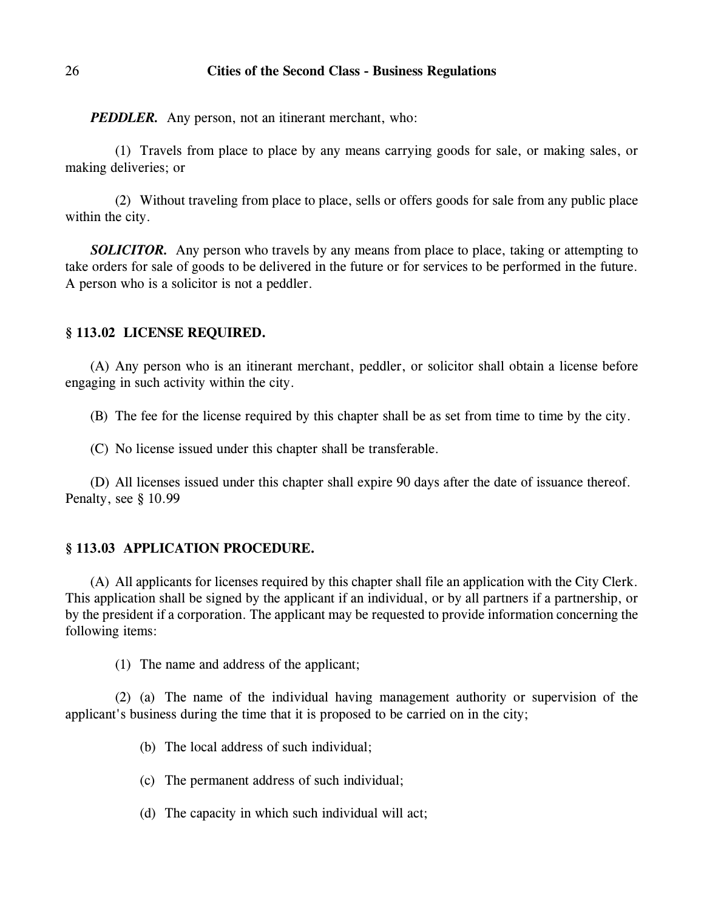***PEDDLER.*** Any person, not an itinerant merchant, who:

(1) Travels from place to place by any means carrying goods for sale, or making sales, or making deliveries; or

(2) Without traveling from place to place, sells or offers goods for sale from any public place within the city.

***SOLICITOR.*** Any person who travels by any means from place to place, taking or attempting to take orders for sale of goods to be delivered in the future or for services to be performed in the future. A person who is a solicitor is not a peddler.

## § 113.02 LICENSE REQUIRED.

(A) Any person who is an itinerant merchant, peddler, or solicitor shall obtain a license before engaging in such activity within the city.

(B) The fee for the license required by this chapter shall be as set from time to time by the city.

(C) No license issued under this chapter shall be transferable.

(D) All licenses issued under this chapter shall expire 90 days after the date of issuance thereof.
Penalty, see § 10.99

## § 113.03 APPLICATION PROCEDURE.

(A) All applicants for licenses required by this chapter shall file an application with the City Clerk. This application shall be signed by the applicant if an individual, or by all partners if a partnership, or by the president if a corporation. The applicant may be requested to provide information concerning the following items:

(1) The name and address of the applicant;

(2) (a) The name of the individual having management authority or supervision of the applicant's business during the time that it is proposed to be carried on in the city;

(b) The local address of such individual;

(c) The permanent address of such individual;

(d) The capacity in which such individual will act;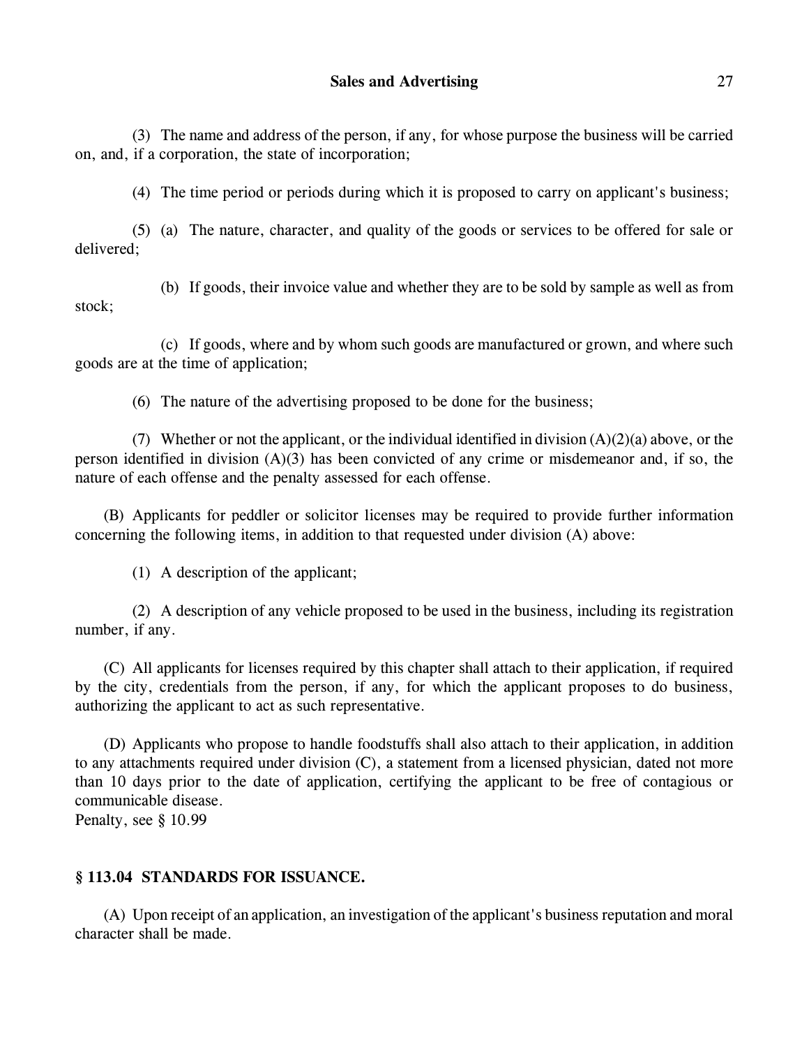(3) The name and address of the person, if any, for whose purpose the business will be carried on, and, if a corporation, the state of incorporation;

(4) The time period or periods during which it is proposed to carry on applicant's business;

(5) (a) The nature, character, and quality of the goods or services to be offered for sale or delivered;

(b) If goods, their invoice value and whether they are to be sold by sample as well as from stock;

(c) If goods, where and by whom such goods are manufactured or grown, and where such goods are at the time of application;

(6) The nature of the advertising proposed to be done for the business;

(7) Whether or not the applicant, or the individual identified in division (A)(2)(a) above, or the person identified in division (A)(3) has been convicted of any crime or misdemeanor and, if so, the nature of each offense and the penalty assessed for each offense.

(B) Applicants for peddler or solicitor licenses may be required to provide further information concerning the following items, in addition to that requested under division (A) above:

(1) A description of the applicant;

(2) A description of any vehicle proposed to be used in the business, including its registration number, if any.

(C) All applicants for licenses required by this chapter shall attach to their application, if required by the city, credentials from the person, if any, for which the applicant proposes to do business, authorizing the applicant to act as such representative.

(D) Applicants who propose to handle foodstuffs shall also attach to their application, in addition to any attachments required under division (C), a statement from a licensed physician, dated not more than 10 days prior to the date of application, certifying the applicant to be free of contagious or communicable disease.
Penalty, see § 10.99

## § 113.04 STANDARDS FOR ISSUANCE.

(A) Upon receipt of an application, an investigation of the applicant's business reputation and moral character shall be made.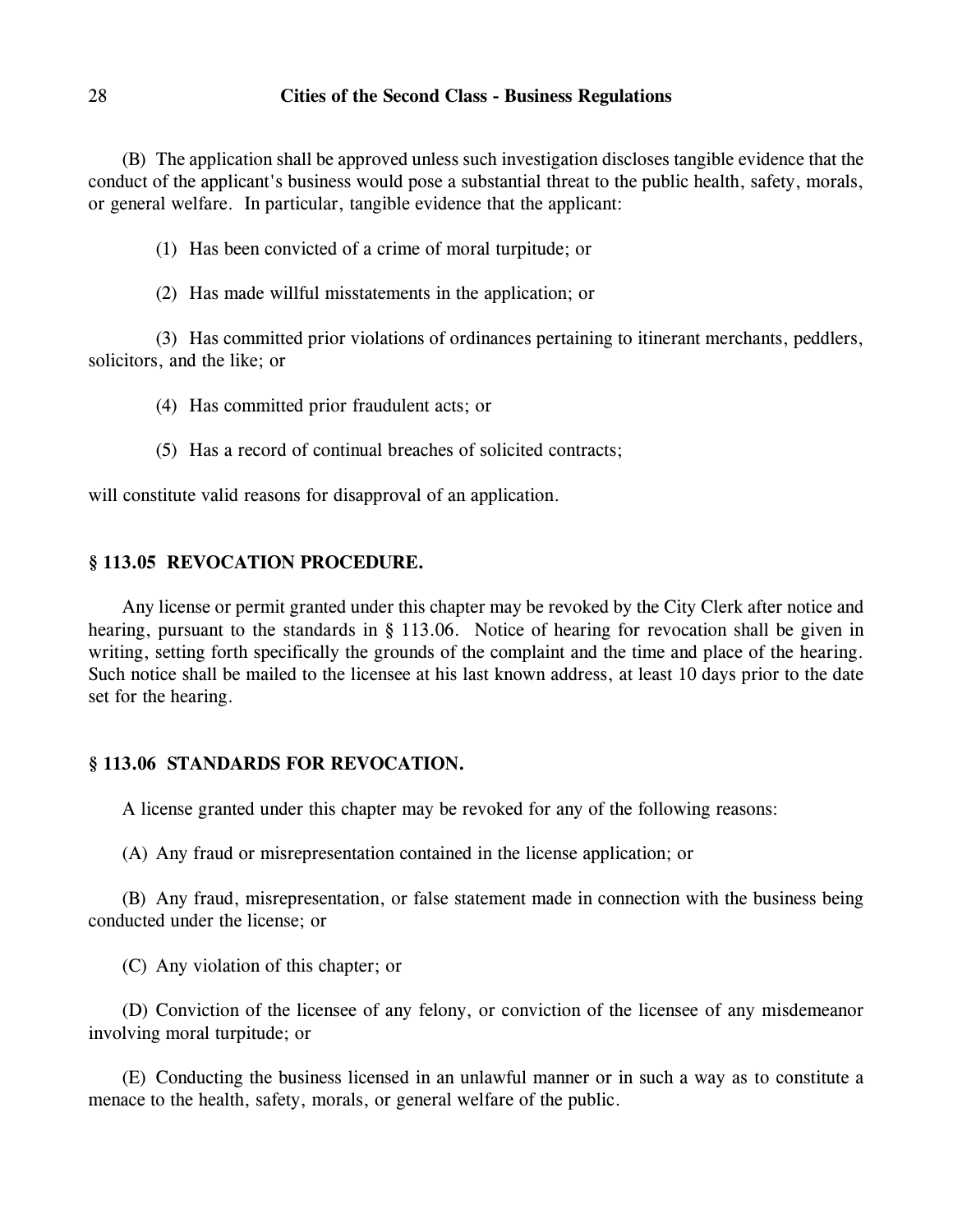(B) The application shall be approved unless such investigation discloses tangible evidence that the conduct of the applicant's business would pose a substantial threat to the public health, safety, morals, or general welfare. In particular, tangible evidence that the applicant:

(1) Has been convicted of a crime of moral turpitude; or

(2) Has made willful misstatements in the application; or

(3) Has committed prior violations of ordinances pertaining to itinerant merchants, peddlers, solicitors, and the like; or

(4) Has committed prior fraudulent acts; or

(5) Has a record of continual breaches of solicited contracts;

will constitute valid reasons for disapproval of an application.

### § 113.05 REVOCATION PROCEDURE.

Any license or permit granted under this chapter may be revoked by the City Clerk after notice and hearing, pursuant to the standards in § 113.06. Notice of hearing for revocation shall be given in writing, setting forth specifically the grounds of the complaint and the time and place of the hearing. Such notice shall be mailed to the licensee at his last known address, at least 10 days prior to the date set for the hearing.

### § 113.06 STANDARDS FOR REVOCATION.

A license granted under this chapter may be revoked for any of the following reasons:

(A) Any fraud or misrepresentation contained in the license application; or

(B) Any fraud, misrepresentation, or false statement made in connection with the business being conducted under the license; or

(C) Any violation of this chapter; or

(D) Conviction of the licensee of any felony, or conviction of the licensee of any misdemeanor involving moral turpitude; or

(E) Conducting the business licensed in an unlawful manner or in such a way as to constitute a menace to the health, safety, morals, or general welfare of the public.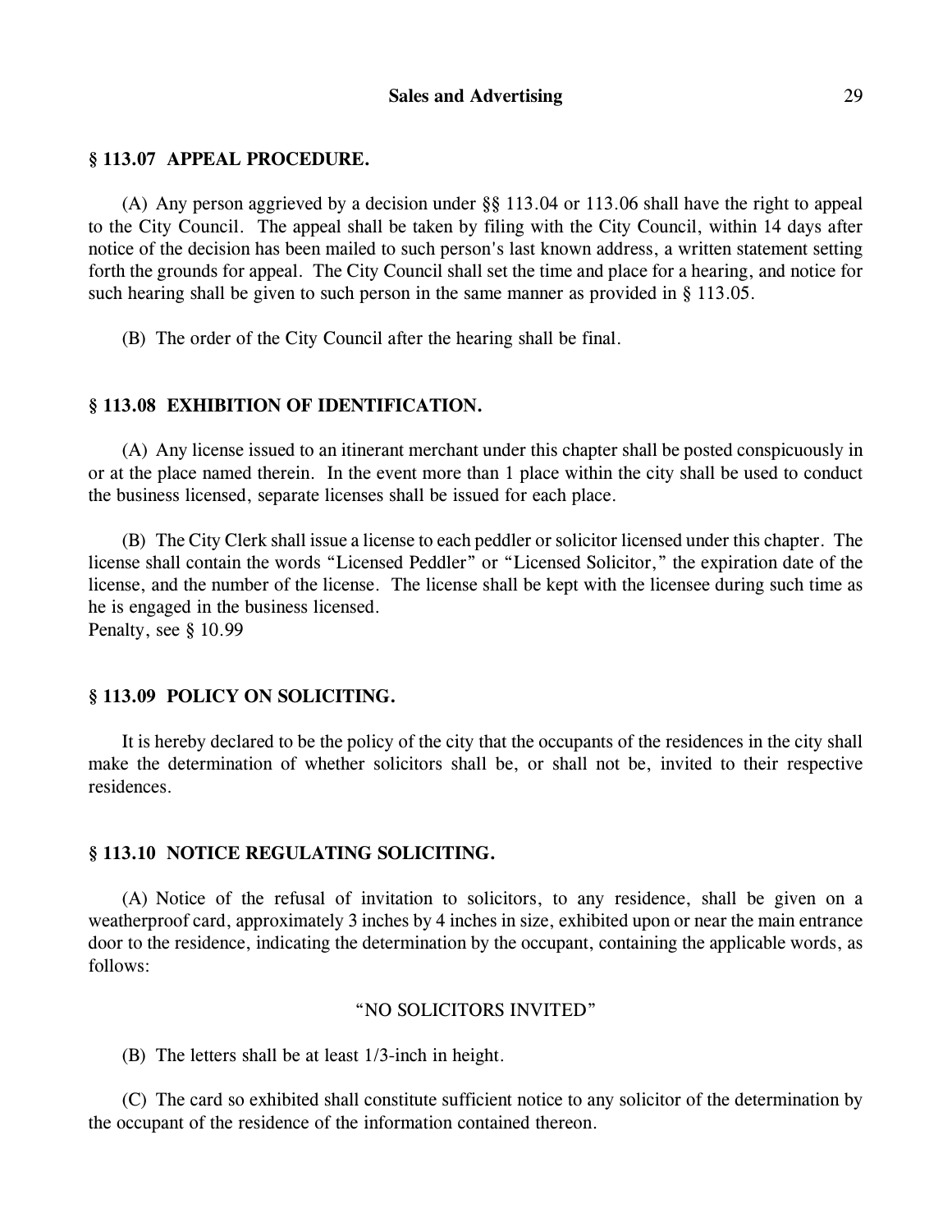## § 113.07 APPEAL PROCEDURE.

(A) Any person aggrieved by a decision under §§ 113.04 or 113.06 shall have the right to appeal to the City Council. The appeal shall be taken by filing with the City Council, within 14 days after notice of the decision has been mailed to such person's last known address, a written statement setting forth the grounds for appeal. The City Council shall set the time and place for a hearing, and notice for such hearing shall be given to such person in the same manner as provided in § 113.05.

(B) The order of the City Council after the hearing shall be final.

## § 113.08 EXHIBITION OF IDENTIFICATION.

(A) Any license issued to an itinerant merchant under this chapter shall be posted conspicuously in or at the place named therein. In the event more than 1 place within the city shall be used to conduct the business licensed, separate licenses shall be issued for each place.

(B) The City Clerk shall issue a license to each peddler or solicitor licensed under this chapter. The license shall contain the words "Licensed Peddler" or "Licensed Solicitor," the expiration date of the license, and the number of the license. The license shall be kept with the licensee during such time as he is engaged in the business licensed.
Penalty, see § 10.99

## § 113.09 POLICY ON SOLICITING.

It is hereby declared to be the policy of the city that the occupants of the residences in the city shall make the determination of whether solicitors shall be, or shall not be, invited to their respective residences.

## § 113.10 NOTICE REGULATING SOLICITING.

(A) Notice of the refusal of invitation to solicitors, to any residence, shall be given on a weatherproof card, approximately 3 inches by 4 inches in size, exhibited upon or near the main entrance door to the residence, indicating the determination by the occupant, containing the applicable words, as follows:

"NO SOLICITORS INVITED"

(B) The letters shall be at least 1/3-inch in height.

(C) The card so exhibited shall constitute sufficient notice to any solicitor of the determination by the occupant of the residence of the information contained thereon.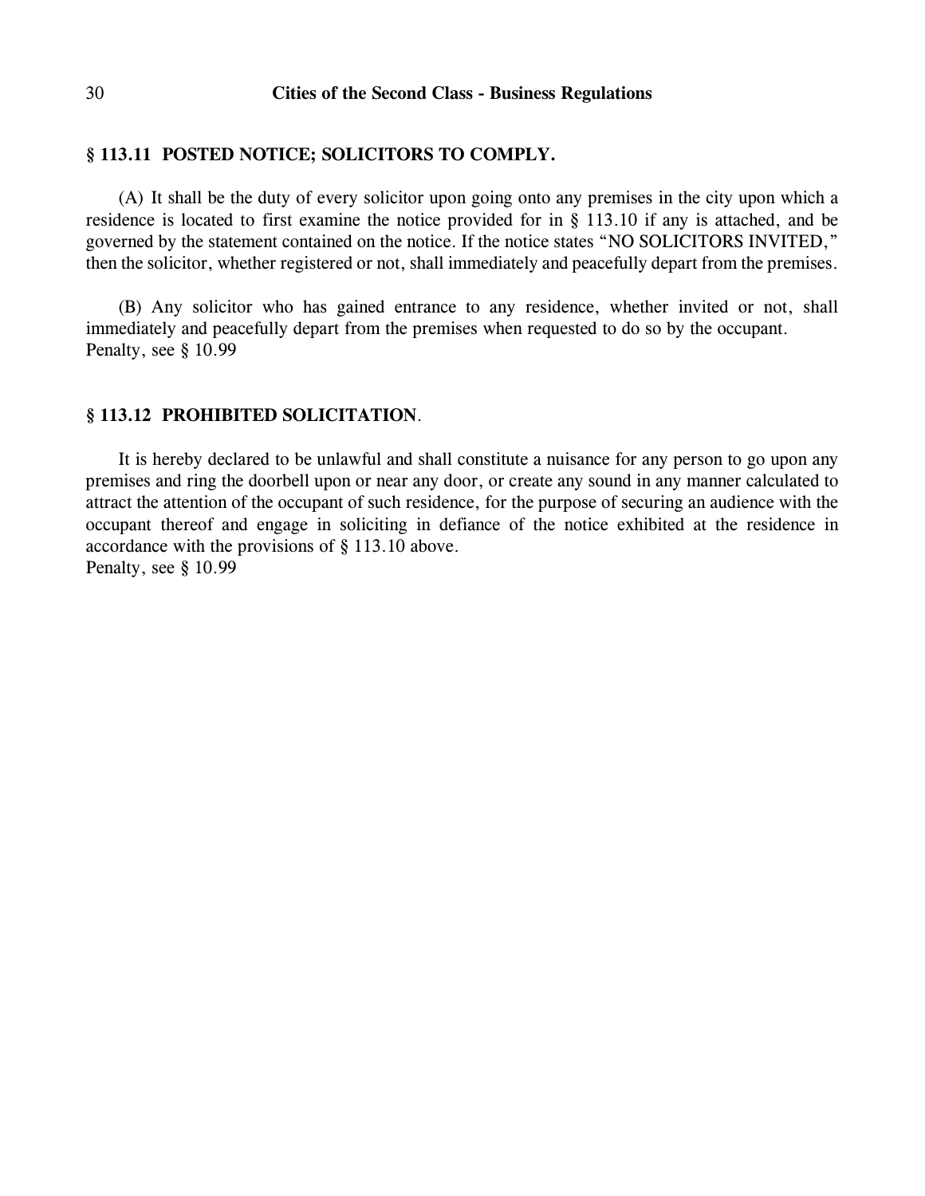## § 113.11 POSTED NOTICE; SOLICITORS TO COMPLY.

(A) It shall be the duty of every solicitor upon going onto any premises in the city upon which a residence is located to first examine the notice provided for in § 113.10 if any is attached, and be governed by the statement contained on the notice. If the notice states "NO SOLICITORS INVITED," then the solicitor, whether registered or not, shall immediately and peacefully depart from the premises.

(B) Any solicitor who has gained entrance to any residence, whether invited or not, shall immediately and peacefully depart from the premises when requested to do so by the occupant.
Penalty, see § 10.99

## § 113.12 PROHIBITED SOLICITATION.

It is hereby declared to be unlawful and shall constitute a nuisance for any person to go upon any premises and ring the doorbell upon or near any door, or create any sound in any manner calculated to attract the attention of the occupant of such residence, for the purpose of securing an audience with the occupant thereof and engage in soliciting in defiance of the notice exhibited at the residence in accordance with the provisions of § 113.10 above.
Penalty, see § 10.99